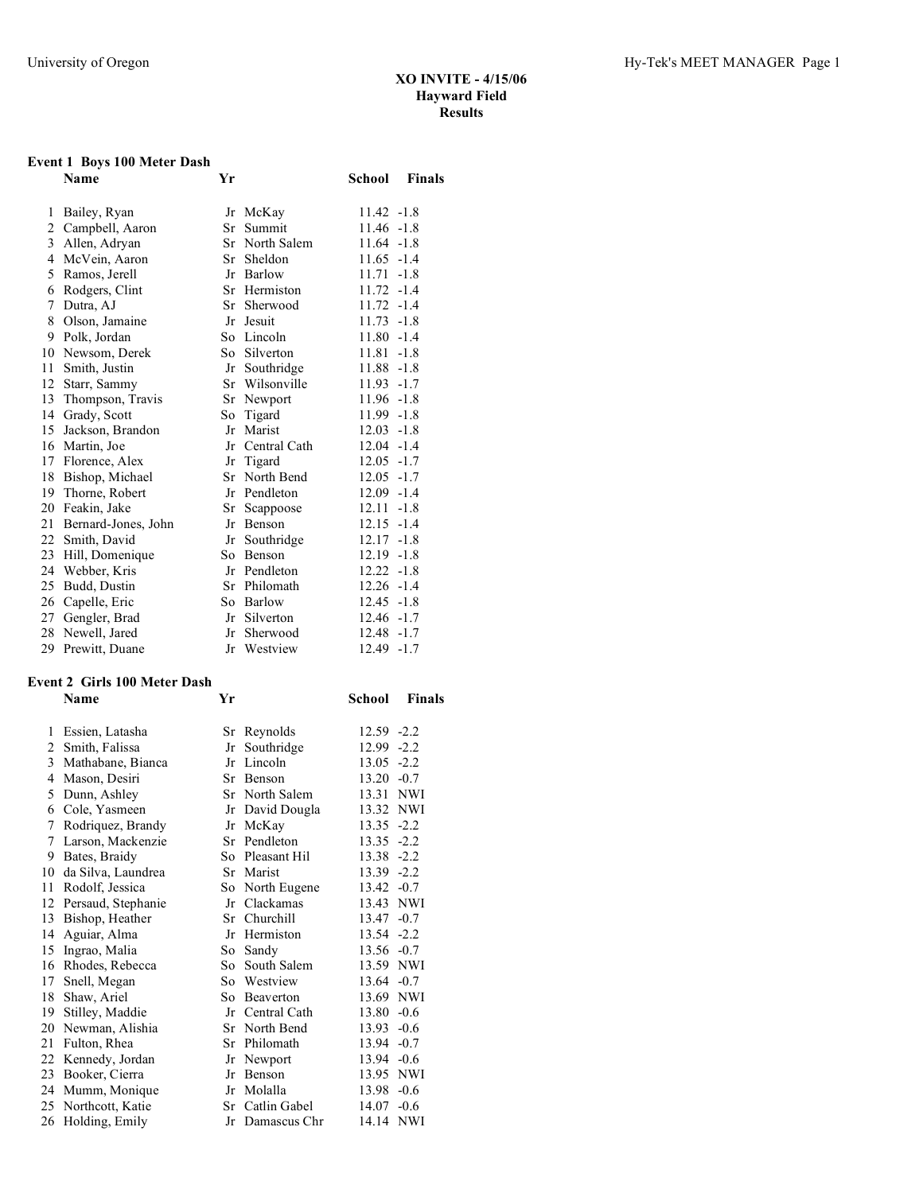# XO INVITE - 4/15/06
## Hayward Field
### Results

**Event 1 Boys 100 Meter Dash**

| | Name | Yr | School | Finals | |
|---|---|---|---|---|---|
| 1 | Bailey, Ryan | Jr | McKay | 11.42 | -1.8 |
| 2 | Campbell, Aaron | Sr | Summit | 11.46 | -1.8 |
| 3 | Allen, Adryan | Sr | North Salem | 11.64 | -1.8 |
| 4 | McVein, Aaron | Sr | Sheldon | 11.65 | -1.4 |
| 5 | Ramos, Jerell | Jr | Barlow | 11.71 | -1.8 |
| 6 | Rodgers, Clint | Sr | Hermiston | 11.72 | -1.4 |
| 7 | Dutra, AJ | Sr | Sherwood | 11.72 | -1.4 |
| 8 | Olson, Jamaine | Jr | Jesuit | 11.73 | -1.8 |
| 9 | Polk, Jordan | So | Lincoln | 11.80 | -1.4 |
| 10 | Newsom, Derek | So | Silverton | 11.81 | -1.8 |
| 11 | Smith, Justin | Jr | Southridge | 11.88 | -1.8 |
| 12 | Starr, Sammy | Sr | Wilsonville | 11.93 | -1.7 |
| 13 | Thompson, Travis | Sr | Newport | 11.96 | -1.8 |
| 14 | Grady, Scott | So | Tigard | 11.99 | -1.8 |
| 15 | Jackson, Brandon | Jr | Marist | 12.03 | -1.8 |
| 16 | Martin, Joe | Jr | Central Cath | 12.04 | -1.4 |
| 17 | Florence, Alex | Jr | Tigard | 12.05 | -1.7 |
| 18 | Bishop, Michael | Sr | North Bend | 12.05 | -1.7 |
| 19 | Thorne, Robert | Jr | Pendleton | 12.09 | -1.4 |
| 20 | Feakin, Jake | Sr | Scappoose | 12.11 | -1.8 |
| 21 | Bernard-Jones, John | Jr | Benson | 12.15 | -1.4 |
| 22 | Smith, David | Jr | Southridge | 12.17 | -1.8 |
| 23 | Hill, Domenique | So | Benson | 12.19 | -1.8 |
| 24 | Webber, Kris | Jr | Pendleton | 12.22 | -1.8 |
| 25 | Budd, Dustin | Sr | Philomath | 12.26 | -1.4 |
| 26 | Capelle, Eric | So | Barlow | 12.45 | -1.8 |
| 27 | Gengler, Brad | Jr | Silverton | 12.46 | -1.7 |
| 28 | Newell, Jared | Jr | Sherwood | 12.48 | -1.7 |
| 29 | Prewitt, Duane | Jr | Westview | 12.49 | -1.7 |

**Event 2 Girls 100 Meter Dash**

| | Name | Yr | School | Finals | |
|---|---|---|---|---|---|
| 1 | Essien, Latasha | Sr | Reynolds | 12.59 | -2.2 |
| 2 | Smith, Falissa | Jr | Southridge | 12.99 | -2.2 |
| 3 | Mathabane, Bianca | Jr | Lincoln | 13.05 | -2.2 |
| 4 | Mason, Desiri | Sr | Benson | 13.20 | -0.7 |
| 5 | Dunn, Ashley | Sr | North Salem | 13.31 | NWI |
| 6 | Cole, Yasmeen | Jr | David Dougla | 13.32 | NWI |
| 7 | Rodriquez, Brandy | Jr | McKay | 13.35 | -2.2 |
| 7 | Larson, Mackenzie | Sr | Pendleton | 13.35 | -2.2 |
| 9 | Bates, Braidy | So | Pleasant Hil | 13.38 | -2.2 |
| 10 | da Silva, Laundrea | Sr | Marist | 13.39 | -2.2 |
| 11 | Rodolf, Jessica | So | North Eugene | 13.42 | -0.7 |
| 12 | Persaud, Stephanie | Jr | Clackamas | 13.43 | NWI |
| 13 | Bishop, Heather | Sr | Churchill | 13.47 | -0.7 |
| 14 | Aguiar, Alma | Jr | Hermiston | 13.54 | -2.2 |
| 15 | Ingrao, Malia | So | Sandy | 13.56 | -0.7 |
| 16 | Rhodes, Rebecca | So | South Salem | 13.59 | NWI |
| 17 | Snell, Megan | So | Westview | 13.64 | -0.7 |
| 18 | Shaw, Ariel | So | Beaverton | 13.69 | NWI |
| 19 | Stilley, Maddie | Jr | Central Cath | 13.80 | -0.6 |
| 20 | Newman, Alishia | Sr | North Bend | 13.93 | -0.6 |
| 21 | Fulton, Rhea | Sr | Philomath | 13.94 | -0.7 |
| 22 | Kennedy, Jordan | Jr | Newport | 13.94 | -0.6 |
| 23 | Booker, Cierra | Jr | Benson | 13.95 | NWI |
| 24 | Mumm, Monique | Jr | Molalla | 13.98 | -0.6 |
| 25 | Northcott, Katie | Sr | Catlin Gabel | 14.07 | -0.6 |
| 26 | Holding, Emily | Jr | Damascus Chr | 14.14 | NWI |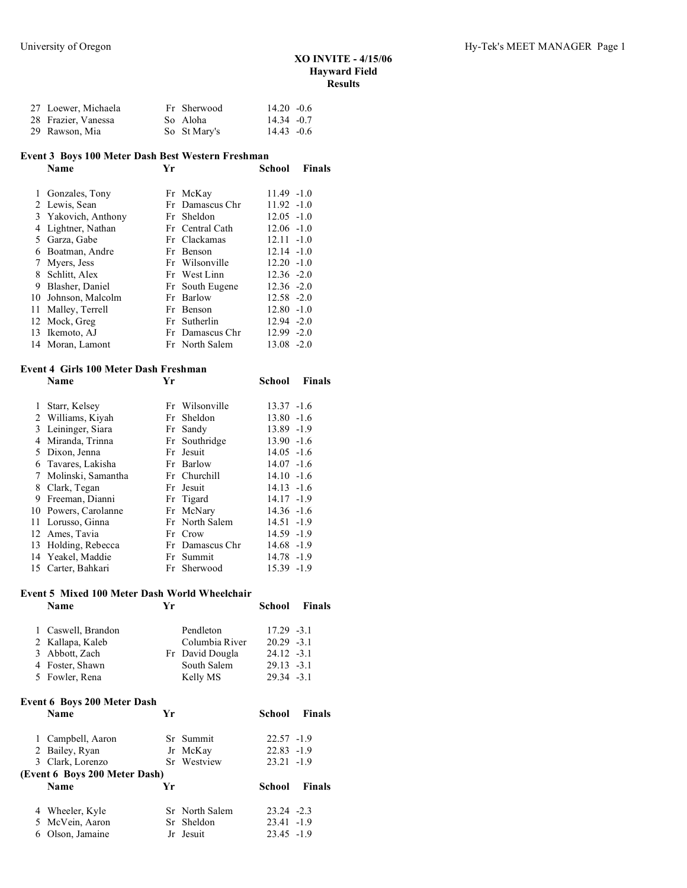# XO INVITE - 4/15/06
## Hayward Field
## Results

| | Name | Yr | School | Finals | Wind |
|---|---|---|---|---|---|
| 27 | Loewer, Michaela | Fr | Sherwood | 14.20 | -0.6 |
| 28 | Frazier, Vanessa | So | Aloha | 14.34 | -0.7 |
| 29 | Rawson, Mia | So | St Mary's | 14.43 | -0.6 |

### Event 3 Boys 100 Meter Dash Best Western Freshman

| | Name | Yr | School | Finals | Wind |
|---|---|---|---|---|---|
| 1 | Gonzales, Tony | Fr | McKay | 11.49 | -1.0 |
| 2 | Lewis, Sean | Fr | Damascus Chr | 11.92 | -1.0 |
| 3 | Yakovich, Anthony | Fr | Sheldon | 12.05 | -1.0 |
| 4 | Lightner, Nathan | Fr | Central Cath | 12.06 | -1.0 |
| 5 | Garza, Gabe | Fr | Clackamas | 12.11 | -1.0 |
| 6 | Boatman, Andre | Fr | Benson | 12.14 | -1.0 |
| 7 | Myers, Jess | Fr | Wilsonville | 12.20 | -1.0 |
| 8 | Schlitt, Alex | Fr | West Linn | 12.36 | -2.0 |
| 9 | Blasher, Daniel | Fr | South Eugene | 12.36 | -2.0 |
| 10 | Johnson, Malcolm | Fr | Barlow | 12.58 | -2.0 |
| 11 | Malley, Terrell | Fr | Benson | 12.80 | -1.0 |
| 12 | Mock, Greg | Fr | Sutherlin | 12.94 | -2.0 |
| 13 | Ikemoto, AJ | Fr | Damascus Chr | 12.99 | -2.0 |
| 14 | Moran, Lamont | Fr | North Salem | 13.08 | -2.0 |

### Event 4 Girls 100 Meter Dash Freshman

| | Name | Yr | School | Finals | Wind |
|---|---|---|---|---|---|
| 1 | Starr, Kelsey | Fr | Wilsonville | 13.37 | -1.6 |
| 2 | Williams, Kiyah | Fr | Sheldon | 13.80 | -1.6 |
| 3 | Leininger, Siara | Fr | Sandy | 13.89 | -1.9 |
| 4 | Miranda, Trinna | Fr | Southridge | 13.90 | -1.6 |
| 5 | Dixon, Jenna | Fr | Jesuit | 14.05 | -1.6 |
| 6 | Tavares, Lakisha | Fr | Barlow | 14.07 | -1.6 |
| 7 | Molinski, Samantha | Fr | Churchill | 14.10 | -1.6 |
| 8 | Clark, Tegan | Fr | Jesuit | 14.13 | -1.6 |
| 9 | Freeman, Dianni | Fr | Tigard | 14.17 | -1.9 |
| 10 | Powers, Carolanne | Fr | McNary | 14.36 | -1.6 |
| 11 | Lorusso, Ginna | Fr | North Salem | 14.51 | -1.9 |
| 12 | Ames, Tavia | Fr | Crow | 14.59 | -1.9 |
| 13 | Holding, Rebecca | Fr | Damascus Chr | 14.68 | -1.9 |
| 14 | Yeakel, Maddie | Fr | Summit | 14.78 | -1.9 |
| 15 | Carter, Bahkari | Fr | Sherwood | 15.39 | -1.9 |

### Event 5 Mixed 100 Meter Dash World Wheelchair

| | Name | Yr | School | Finals | Wind |
|---|---|---|---|---|---|
| 1 | Caswell, Brandon | | Pendleton | 17.29 | -3.1 |
| 2 | Kallapa, Kaleb | | Columbia River | 20.29 | -3.1 |
| 3 | Abbott, Zach | Fr | David Dougla | 24.12 | -3.1 |
| 4 | Foster, Shawn | | South Salem | 29.13 | -3.1 |
| 5 | Fowler, Rena | | Kelly MS | 29.34 | -3.1 |

### Event 6 Boys 200 Meter Dash

| | Name | Yr | School | Finals | Wind |
|---|---|---|---|---|---|
| 1 | Campbell, Aaron | Sr | Summit | 22.57 | -1.9 |
| 2 | Bailey, Ryan | Jr | McKay | 22.83 | -1.9 |
| 3 | Clark, Lorenzo | Sr | Westview | 23.21 | -1.9 |
| 4 | Wheeler, Kyle | Sr | North Salem | 23.24 | -2.3 |
| 5 | McVein, Aaron | Sr | Sheldon | 23.41 | -1.9 |
| 6 | Olson, Jamaine | Jr | Jesuit | 23.45 | -1.9 |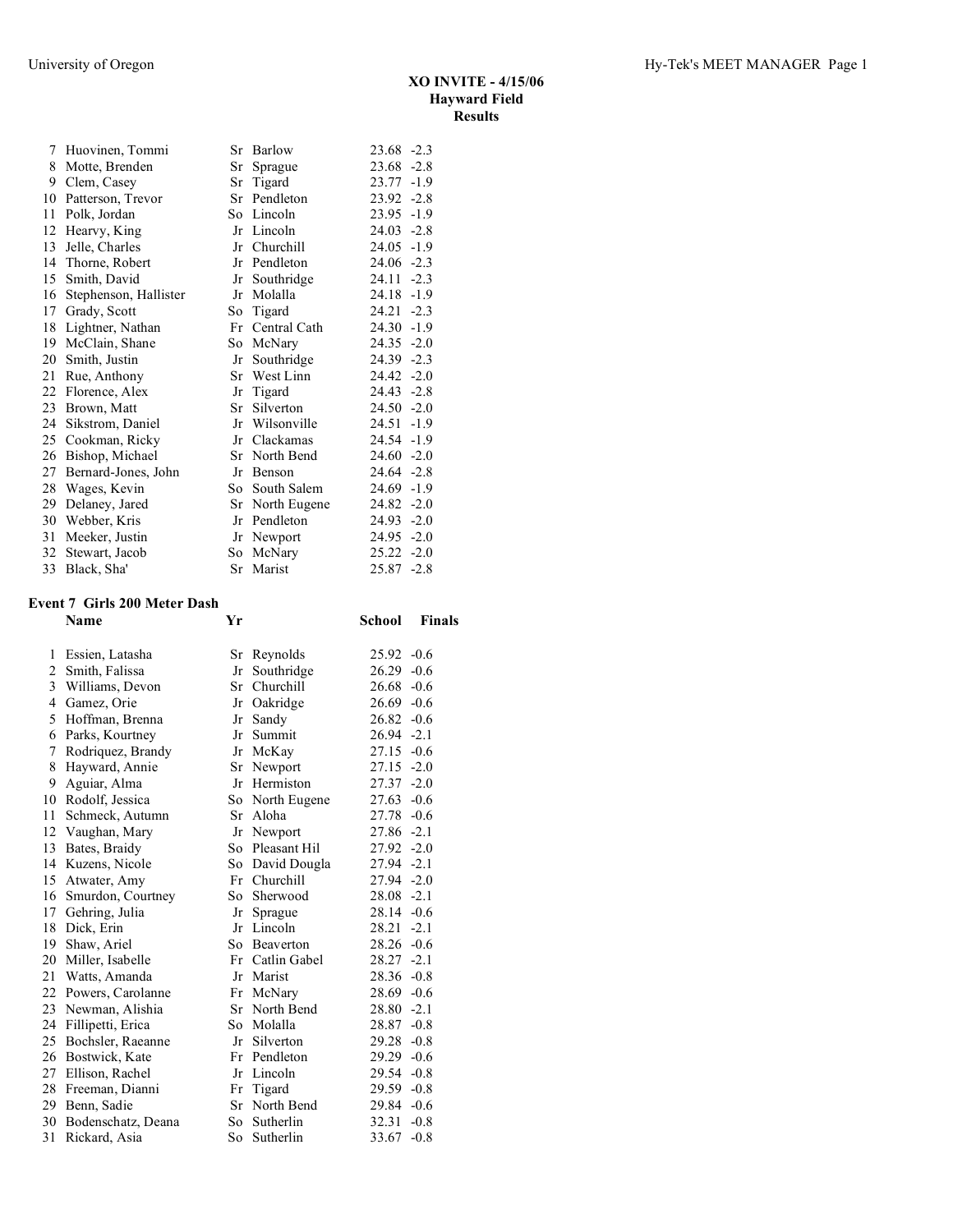**XO INVITE - 4/15/06**
**Hayward Field**
**Results**

| | Name | Yr | School | Finals | |
|---|---|---|---|---|---|
| 7 | Huovinen, Tommi | Sr | Barlow | 23.68 | -2.3 |
| 8 | Motte, Brenden | Sr | Sprague | 23.68 | -2.8 |
| 9 | Clem, Casey | Sr | Tigard | 23.77 | -1.9 |
| 10 | Patterson, Trevor | Sr | Pendleton | 23.92 | -2.8 |
| 11 | Polk, Jordan | So | Lincoln | 23.95 | -1.9 |
| 12 | Hearvy, King | Jr | Lincoln | 24.03 | -2.8 |
| 13 | Jelle, Charles | Jr | Churchill | 24.05 | -1.9 |
| 14 | Thorne, Robert | Jr | Pendleton | 24.06 | -2.3 |
| 15 | Smith, David | Jr | Southridge | 24.11 | -2.3 |
| 16 | Stephenson, Hallister | Jr | Molalla | 24.18 | -1.9 |
| 17 | Grady, Scott | So | Tigard | 24.21 | -2.3 |
| 18 | Lightner, Nathan | Fr | Central Cath | 24.30 | -1.9 |
| 19 | McClain, Shane | So | McNary | 24.35 | -2.0 |
| 20 | Smith, Justin | Jr | Southridge | 24.39 | -2.3 |
| 21 | Rue, Anthony | Sr | West Linn | 24.42 | -2.0 |
| 22 | Florence, Alex | Jr | Tigard | 24.43 | -2.8 |
| 23 | Brown, Matt | Sr | Silverton | 24.50 | -2.0 |
| 24 | Sikstrom, Daniel | Jr | Wilsonville | 24.51 | -1.9 |
| 25 | Cookman, Ricky | Jr | Clackamas | 24.54 | -1.9 |
| 26 | Bishop, Michael | Sr | North Bend | 24.60 | -2.0 |
| 27 | Bernard-Jones, John | Jr | Benson | 24.64 | -2.8 |
| 28 | Wages, Kevin | So | South Salem | 24.69 | -1.9 |
| 29 | Delaney, Jared | Sr | North Eugene | 24.82 | -2.0 |
| 30 | Webber, Kris | Jr | Pendleton | 24.93 | -2.0 |
| 31 | Meeker, Justin | Jr | Newport | 24.95 | -2.0 |
| 32 | Stewart, Jacob | So | McNary | 25.22 | -2.0 |
| 33 | Black, Sha' | Sr | Marist | 25.87 | -2.8 |

**Event 7 Girls 200 Meter Dash**

| | Name | Yr | School | Finals | |
|---|---|---|---|---|---|
| 1 | Essien, Latasha | Sr | Reynolds | 25.92 | -0.6 |
| 2 | Smith, Falissa | Jr | Southridge | 26.29 | -0.6 |
| 3 | Williams, Devon | Sr | Churchill | 26.68 | -0.6 |
| 4 | Gamez, Orie | Jr | Oakridge | 26.69 | -0.6 |
| 5 | Hoffman, Brenna | Jr | Sandy | 26.82 | -0.6 |
| 6 | Parks, Kourtney | Jr | Summit | 26.94 | -2.1 |
| 7 | Rodriquez, Brandy | Jr | McKay | 27.15 | -0.6 |
| 8 | Hayward, Annie | Sr | Newport | 27.15 | -2.0 |
| 9 | Aguiar, Alma | Jr | Hermiston | 27.37 | -2.0 |
| 10 | Rodolf, Jessica | So | North Eugene | 27.63 | -0.6 |
| 11 | Schmeck, Autumn | Sr | Aloha | 27.78 | -0.6 |
| 12 | Vaughan, Mary | Jr | Newport | 27.86 | -2.1 |
| 13 | Bates, Braidy | So | Pleasant Hil | 27.92 | -2.0 |
| 14 | Kuzens, Nicole | So | David Dougla | 27.94 | -2.1 |
| 15 | Atwater, Amy | Fr | Churchill | 27.94 | -2.0 |
| 16 | Smurdon, Courtney | So | Sherwood | 28.08 | -2.1 |
| 17 | Gehring, Julia | Jr | Sprague | 28.14 | -0.6 |
| 18 | Dick, Erin | Jr | Lincoln | 28.21 | -2.1 |
| 19 | Shaw, Ariel | So | Beaverton | 28.26 | -0.6 |
| 20 | Miller, Isabelle | Fr | Catlin Gabel | 28.27 | -2.1 |
| 21 | Watts, Amanda | Jr | Marist | 28.36 | -0.8 |
| 22 | Powers, Carolanne | Fr | McNary | 28.69 | -0.6 |
| 23 | Newman, Alishia | Sr | North Bend | 28.80 | -2.1 |
| 24 | Fillipetti, Erica | So | Molalla | 28.87 | -0.8 |
| 25 | Bochsler, Raeanne | Jr | Silverton | 29.28 | -0.8 |
| 26 | Bostwick, Kate | Fr | Pendleton | 29.29 | -0.6 |
| 27 | Ellison, Rachel | Jr | Lincoln | 29.54 | -0.8 |
| 28 | Freeman, Dianni | Fr | Tigard | 29.59 | -0.8 |
| 29 | Benn, Sadie | Sr | North Bend | 29.84 | -0.6 |
| 30 | Bodenschatz, Deana | So | Sutherlin | 32.31 | -0.8 |
| 31 | Rickard, Asia | So | Sutherlin | 33.67 | -0.8 |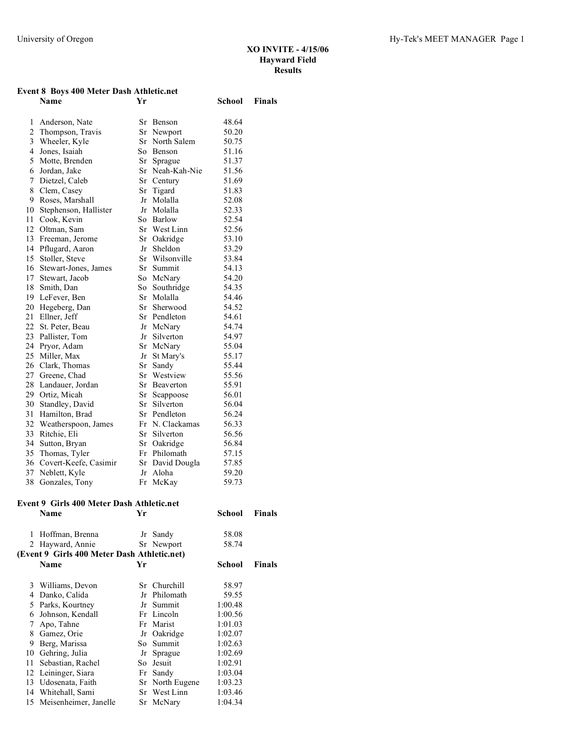**XO INVITE - 4/15/06**
**Hayward Field**
**Results**

### Event 8 Boys 400 Meter Dash Athletic.net

| | Name | Yr | School | Finals |
|---|---|---|---|---|
| 1 | Anderson, Nate | Sr | Benson | 48.64 |
| 2 | Thompson, Travis | Sr | Newport | 50.20 |
| 3 | Wheeler, Kyle | Sr | North Salem | 50.75 |
| 4 | Jones, Isaiah | So | Benson | 51.16 |
| 5 | Motte, Brenden | Sr | Sprague | 51.37 |
| 6 | Jordan, Jake | Sr | Neah-Kah-Nie | 51.56 |
| 7 | Dietzel, Caleb | Sr | Century | 51.69 |
| 8 | Clem, Casey | Sr | Tigard | 51.83 |
| 9 | Roses, Marshall | Jr | Molalla | 52.08 |
| 10 | Stephenson, Hallister | Jr | Molalla | 52.33 |
| 11 | Cook, Kevin | So | Barlow | 52.54 |
| 12 | Oltman, Sam | Sr | West Linn | 52.56 |
| 13 | Freeman, Jerome | Sr | Oakridge | 53.10 |
| 14 | Pflugard, Aaron | Jr | Sheldon | 53.29 |
| 15 | Stoller, Steve | Sr | Wilsonville | 53.84 |
| 16 | Stewart-Jones, James | Sr | Summit | 54.13 |
| 17 | Stewart, Jacob | So | McNary | 54.20 |
| 18 | Smith, Dan | So | Southridge | 54.35 |
| 19 | LeFever, Ben | Sr | Molalla | 54.46 |
| 20 | Hegeberg, Dan | Sr | Sherwood | 54.52 |
| 21 | Ellner, Jeff | Sr | Pendleton | 54.61 |
| 22 | St. Peter, Beau | Jr | McNary | 54.74 |
| 23 | Pallister, Tom | Jr | Silverton | 54.97 |
| 24 | Pryor, Adam | Sr | McNary | 55.04 |
| 25 | Miller, Max | Jr | St Mary's | 55.17 |
| 26 | Clark, Thomas | Sr | Sandy | 55.44 |
| 27 | Greene, Chad | Sr | Westview | 55.56 |
| 28 | Landauer, Jordan | Sr | Beaverton | 55.91 |
| 29 | Ortiz, Micah | Sr | Scappoose | 56.01 |
| 30 | Standley, David | Sr | Silverton | 56.04 |
| 31 | Hamilton, Brad | Sr | Pendleton | 56.24 |
| 32 | Weatherspoon, James | Fr | N. Clackamas | 56.33 |
| 33 | Ritchie, Eli | Sr | Silverton | 56.56 |
| 34 | Sutton, Bryan | Sr | Oakridge | 56.84 |
| 35 | Thomas, Tyler | Fr | Philomath | 57.15 |
| 36 | Covert-Keefe, Casimir | Sr | David Dougla | 57.85 |
| 37 | Neblett, Kyle | Jr | Aloha | 59.20 |
| 38 | Gonzales, Tony | Fr | McKay | 59.73 |

### Event 9 Girls 400 Meter Dash Athletic.net

| | Name | Yr | School | Finals |
|---|---|---|---|---|
| 1 | Hoffman, Brenna | Jr | Sandy | 58.08 |
| 2 | Hayward, Annie | Sr | Newport | 58.74 |
| 3 | Williams, Devon | Sr | Churchill | 58.97 |
| 4 | Danko, Calida | Jr | Philomath | 59.55 |
| 5 | Parks, Kourtney | Jr | Summit | 1:00.48 |
| 6 | Johnson, Kendall | Fr | Lincoln | 1:00.56 |
| 7 | Apo, Tahne | Fr | Marist | 1:01.03 |
| 8 | Gamez, Orie | Jr | Oakridge | 1:02.07 |
| 9 | Berg, Marissa | So | Summit | 1:02.63 |
| 10 | Gehring, Julia | Jr | Sprague | 1:02.69 |
| 11 | Sebastian, Rachel | So | Jesuit | 1:02.91 |
| 12 | Leininger, Siara | Fr | Sandy | 1:03.04 |
| 13 | Udosenata, Faith | Sr | North Eugene | 1:03.23 |
| 14 | Whitehall, Sami | Sr | West Linn | 1:03.46 |
| 15 | Meisenheimer, Janelle | Sr | McNary | 1:04.34 |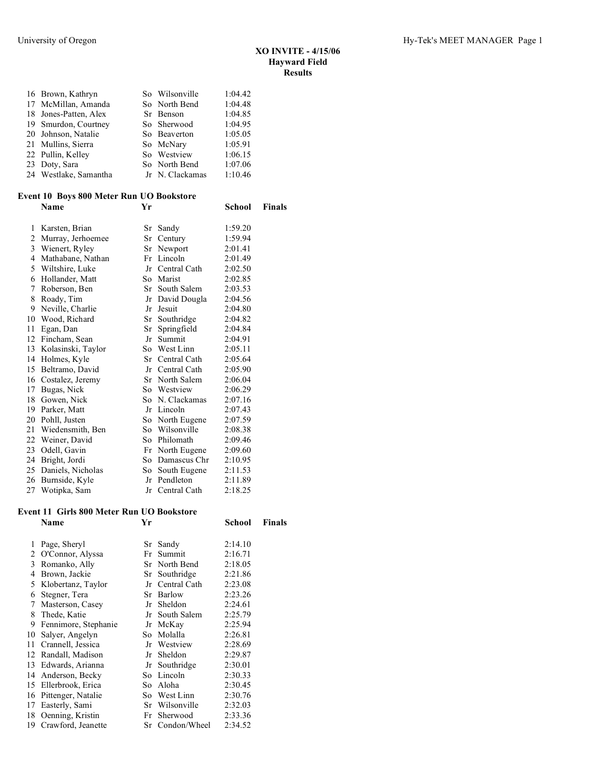# XO INVITE - 4/15/06
## Hayward Field
## Results

| | Name | Yr | School | Finals |
|---|---|---|---|---|
| 16 | Brown, Kathryn | So | Wilsonville | 1:04.42 |
| 17 | McMillan, Amanda | So | North Bend | 1:04.48 |
| 18 | Jones-Patten, Alex | Sr | Benson | 1:04.85 |
| 19 | Smurdon, Courtney | So | Sherwood | 1:04.95 |
| 20 | Johnson, Natalie | So | Beaverton | 1:05.05 |
| 21 | Mullins, Sierra | So | McNary | 1:05.91 |
| 22 | Pullin, Kelley | So | Westview | 1:06.15 |
| 23 | Doty, Sara | So | North Bend | 1:07.06 |
| 24 | Westlake, Samantha | Jr | N. Clackamas | 1:10.46 |

### Event 10 Boys 800 Meter Run UO Bookstore

| | Name | Yr | School | Finals |
|---|---|---|---|---|
| 1 | Karsten, Brian | Sr | Sandy | 1:59.20 |
| 2 | Murray, Jerhoemee | Sr | Century | 1:59.94 |
| 3 | Wienert, Ryley | Sr | Newport | 2:01.41 |
| 4 | Mathabane, Nathan | Fr | Lincoln | 2:01.49 |
| 5 | Wiltshire, Luke | Jr | Central Cath | 2:02.50 |
| 6 | Hollander, Matt | So | Marist | 2:02.85 |
| 7 | Roberson, Ben | Sr | South Salem | 2:03.53 |
| 8 | Roady, Tim | Jr | David Dougla | 2:04.56 |
| 9 | Neville, Charlie | Jr | Jesuit | 2:04.80 |
| 10 | Wood, Richard | Sr | Southridge | 2:04.82 |
| 11 | Egan, Dan | Sr | Springfield | 2:04.84 |
| 12 | Fincham, Sean | Jr | Summit | 2:04.91 |
| 13 | Kolasinski, Taylor | So | West Linn | 2:05.11 |
| 14 | Holmes, Kyle | Sr | Central Cath | 2:05.64 |
| 15 | Beltramo, David | Jr | Central Cath | 2:05.90 |
| 16 | Costalez, Jeremy | Sr | North Salem | 2:06.04 |
| 17 | Bugas, Nick | So | Westview | 2:06.29 |
| 18 | Gowen, Nick | So | N. Clackamas | 2:07.16 |
| 19 | Parker, Matt | Jr | Lincoln | 2:07.43 |
| 20 | Pohll, Justen | So | North Eugene | 2:07.59 |
| 21 | Wiedensmith, Ben | So | Wilsonville | 2:08.38 |
| 22 | Weiner, David | So | Philomath | 2:09.46 |
| 23 | Odell, Gavin | Fr | North Eugene | 2:09.60 |
| 24 | Bright, Jordi | So | Damascus Chr | 2:10.95 |
| 25 | Daniels, Nicholas | So | South Eugene | 2:11.53 |
| 26 | Burnside, Kyle | Jr | Pendleton | 2:11.89 |
| 27 | Wotipka, Sam | Jr | Central Cath | 2:18.25 |

### Event 11 Girls 800 Meter Run UO Bookstore

| | Name | Yr | School | Finals |
|---|---|---|---|---|
| 1 | Page, Sheryl | Sr | Sandy | 2:14.10 |
| 2 | O'Connor, Alyssa | Fr | Summit | 2:16.71 |
| 3 | Romanko, Ally | Sr | North Bend | 2:18.05 |
| 4 | Brown, Jackie | Sr | Southridge | 2:21.86 |
| 5 | Klobertanz, Taylor | Jr | Central Cath | 2:23.08 |
| 6 | Stegner, Tera | Sr | Barlow | 2:23.26 |
| 7 | Masterson, Casey | Jr | Sheldon | 2:24.61 |
| 8 | Thede, Katie | Jr | South Salem | 2:25.79 |
| 9 | Fennimore, Stephanie | Jr | McKay | 2:25.94 |
| 10 | Salyer, Angelyn | So | Molalla | 2:26.81 |
| 11 | Crannell, Jessica | Jr | Westview | 2:28.69 |
| 12 | Randall, Madison | Jr | Sheldon | 2:29.87 |
| 13 | Edwards, Arianna | Jr | Southridge | 2:30.01 |
| 14 | Anderson, Becky | So | Lincoln | 2:30.33 |
| 15 | Ellerbrook, Erica | So | Aloha | 2:30.45 |
| 16 | Pittenger, Natalie | So | West Linn | 2:30.76 |
| 17 | Easterly, Sami | Sr | Wilsonville | 2:32.03 |
| 18 | Oenning, Kristin | Fr | Sherwood | 2:33.36 |
| 19 | Crawford, Jeanette | Sr | Condon/Wheel | 2:34.52 |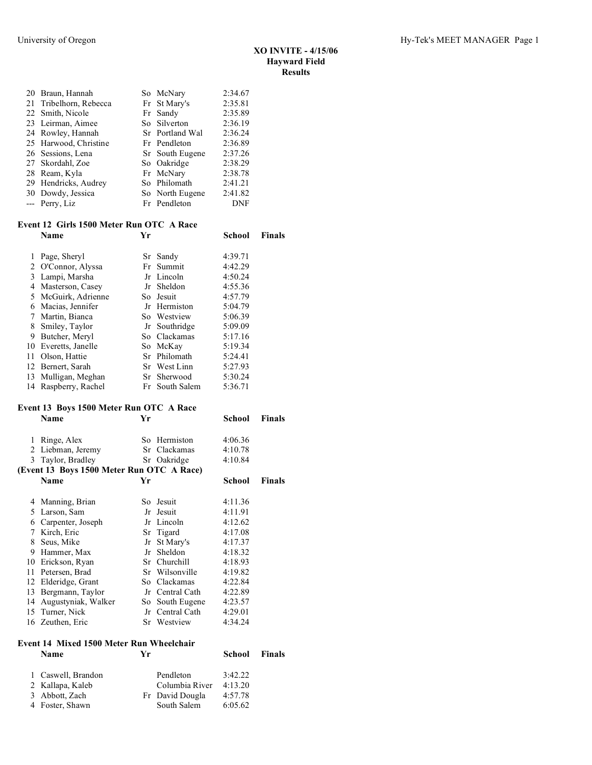**XO INVITE - 4/15/06**
**Hayward Field**
**Results**

| | Name | Yr | School | Finals |
|---|---|---|---|---|
| 20 | Braun, Hannah | So | McNary | 2:34.67 |
| 21 | Tribelhorn, Rebecca | Fr | St Mary's | 2:35.81 |
| 22 | Smith, Nicole | Fr | Sandy | 2:35.89 |
| 23 | Leirman, Aimee | So | Silverton | 2:36.19 |
| 24 | Rowley, Hannah | Sr | Portland Wal | 2:36.24 |
| 25 | Harwood, Christine | Fr | Pendleton | 2:36.89 |
| 26 | Sessions, Lena | Sr | South Eugene | 2:37.26 |
| 27 | Skordahl, Zoe | So | Oakridge | 2:38.29 |
| 28 | Ream, Kyla | Fr | McNary | 2:38.78 |
| 29 | Hendricks, Audrey | So | Philomath | 2:41.21 |
| 30 | Dowdy, Jessica | So | North Eugene | 2:41.82 |
| --- | Perry, Liz | Fr | Pendleton | DNF |

## Event 12 Girls 1500 Meter Run OTC A Race

| | Name | Yr | School | Finals |
|---|---|---|---|---|
| 1 | Page, Sheryl | Sr | Sandy | 4:39.71 |
| 2 | O'Connor, Alyssa | Fr | Summit | 4:42.29 |
| 3 | Lampi, Marsha | Jr | Lincoln | 4:50.24 |
| 4 | Masterson, Casey | Jr | Sheldon | 4:55.36 |
| 5 | McGuirk, Adrienne | So | Jesuit | 4:57.79 |
| 6 | Macias, Jennifer | Jr | Hermiston | 5:04.79 |
| 7 | Martin, Bianca | So | Westview | 5:06.39 |
| 8 | Smiley, Taylor | Jr | Southridge | 5:09.09 |
| 9 | Butcher, Meryl | So | Clackamas | 5:17.16 |
| 10 | Everetts, Janelle | So | McKay | 5:19.34 |
| 11 | Olson, Hattie | Sr | Philomath | 5:24.41 |
| 12 | Bernert, Sarah | Sr | West Linn | 5:27.93 |
| 13 | Mulligan, Meghan | Sr | Sherwood | 5:30.24 |
| 14 | Raspberry, Rachel | Fr | South Salem | 5:36.71 |

## Event 13 Boys 1500 Meter Run OTC A Race

| | Name | Yr | School | Finals |
|---|---|---|---|---|
| 1 | Ringe, Alex | So | Hermiston | 4:06.36 |
| 2 | Liebman, Jeremy | Sr | Clackamas | 4:10.78 |
| 3 | Taylor, Bradley | Sr | Oakridge | 4:10.84 |
| 4 | Manning, Brian | So | Jesuit | 4:11.36 |
| 5 | Larson, Sam | Jr | Jesuit | 4:11.91 |
| 6 | Carpenter, Joseph | Jr | Lincoln | 4:12.62 |
| 7 | Kirch, Eric | Sr | Tigard | 4:17.08 |
| 8 | Seus, Mike | Jr | St Mary's | 4:17.37 |
| 9 | Hammer, Max | Jr | Sheldon | 4:18.32 |
| 10 | Erickson, Ryan | Sr | Churchill | 4:18.93 |
| 11 | Petersen, Brad | Sr | Wilsonville | 4:19.82 |
| 12 | Elderidge, Grant | So | Clackamas | 4:22.84 |
| 13 | Bergmann, Taylor | Jr | Central Cath | 4:22.89 |
| 14 | Augustyniak, Walker | So | South Eugene | 4:23.57 |
| 15 | Turner, Nick | Jr | Central Cath | 4:29.01 |
| 16 | Zeuthen, Eric | Sr | Westview | 4:34.24 |

## Event 14 Mixed 1500 Meter Run Wheelchair

| | Name | Yr | School | Finals |
|---|---|---|---|---|
| 1 | Caswell, Brandon | | Pendleton | 3:42.22 |
| 2 | Kallapa, Kaleb | | Columbia River | 4:13.20 |
| 3 | Abbott, Zach | Fr | David Dougla | 4:57.78 |
| 4 | Foster, Shawn | | South Salem | 6:05.62 |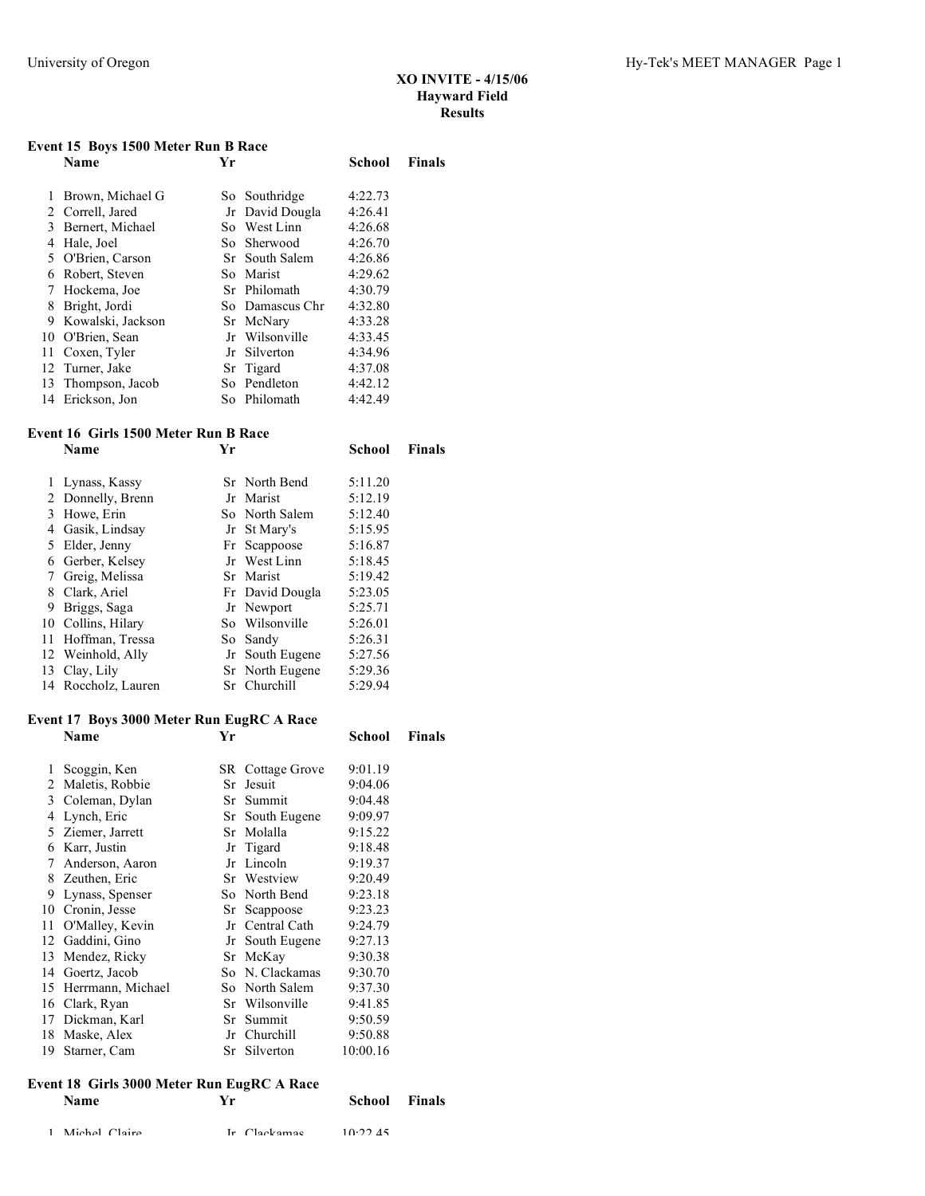**XO INVITE - 4/15/06**
**Hayward Field**
**Results**

### Event 15 Boys 1500 Meter Run B Race

| | Name | Yr | School | Finals |
|---|---|---|---|---|
| 1 | Brown, Michael G | So | Southridge | 4:22.73 |
| 2 | Correll, Jared | Jr | David Dougla | 4:26.41 |
| 3 | Bernert, Michael | So | West Linn | 4:26.68 |
| 4 | Hale, Joel | So | Sherwood | 4:26.70 |
| 5 | O'Brien, Carson | Sr | South Salem | 4:26.86 |
| 6 | Robert, Steven | So | Marist | 4:29.62 |
| 7 | Hockema, Joe | Sr | Philomath | 4:30.79 |
| 8 | Bright, Jordi | So | Damascus Chr | 4:32.80 |
| 9 | Kowalski, Jackson | Sr | McNary | 4:33.28 |
| 10 | O'Brien, Sean | Jr | Wilsonville | 4:33.45 |
| 11 | Coxen, Tyler | Jr | Silverton | 4:34.96 |
| 12 | Turner, Jake | Sr | Tigard | 4:37.08 |
| 13 | Thompson, Jacob | So | Pendleton | 4:42.12 |
| 14 | Erickson, Jon | So | Philomath | 4:42.49 |

### Event 16 Girls 1500 Meter Run B Race

| | Name | Yr | School | Finals |
|---|---|---|---|---|
| 1 | Lynass, Kassy | Sr | North Bend | 5:11.20 |
| 2 | Donnelly, Brenn | Jr | Marist | 5:12.19 |
| 3 | Howe, Erin | So | North Salem | 5:12.40 |
| 4 | Gasik, Lindsay | Jr | St Mary's | 5:15.95 |
| 5 | Elder, Jenny | Fr | Scappoose | 5:16.87 |
| 6 | Gerber, Kelsey | Jr | West Linn | 5:18.45 |
| 7 | Greig, Melissa | Sr | Marist | 5:19.42 |
| 8 | Clark, Ariel | Fr | David Dougla | 5:23.05 |
| 9 | Briggs, Saga | Jr | Newport | 5:25.71 |
| 10 | Collins, Hilary | So | Wilsonville | 5:26.01 |
| 11 | Hoffman, Tressa | So | Sandy | 5:26.31 |
| 12 | Weinhold, Ally | Jr | South Eugene | 5:27.56 |
| 13 | Clay, Lily | Sr | North Eugene | 5:29.36 |
| 14 | Roccholz, Lauren | Sr | Churchill | 5:29.94 |

### Event 17 Boys 3000 Meter Run EugRC A Race

| | Name | Yr | School | Finals |
|---|---|---|---|---|
| 1 | Scoggin, Ken | SR | Cottage Grove | 9:01.19 |
| 2 | Maletis, Robbie | Sr | Jesuit | 9:04.06 |
| 3 | Coleman, Dylan | Sr | Summit | 9:04.48 |
| 4 | Lynch, Eric | Sr | South Eugene | 9:09.97 |
| 5 | Ziemer, Jarrett | Sr | Molalla | 9:15.22 |
| 6 | Karr, Justin | Jr | Tigard | 9:18.48 |
| 7 | Anderson, Aaron | Jr | Lincoln | 9:19.37 |
| 8 | Zeuthen, Eric | Sr | Westview | 9:20.49 |
| 9 | Lynass, Spenser | So | North Bend | 9:23.18 |
| 10 | Cronin, Jesse | Sr | Scappoose | 9:23.23 |
| 11 | O'Malley, Kevin | Jr | Central Cath | 9:24.79 |
| 12 | Gaddini, Gino | Jr | South Eugene | 9:27.13 |
| 13 | Mendez, Ricky | Sr | McKay | 9:30.38 |
| 14 | Goertz, Jacob | So | N. Clackamas | 9:30.70 |
| 15 | Herrmann, Michael | So | North Salem | 9:37.30 |
| 16 | Clark, Ryan | Sr | Wilsonville | 9:41.85 |
| 17 | Dickman, Karl | Sr | Summit | 9:50.59 |
| 18 | Maske, Alex | Jr | Churchill | 9:50.88 |
| 19 | Starner, Cam | Sr | Silverton | 10:00.16 |

### Event 18 Girls 3000 Meter Run EugRC A Race

| | Name | Yr | School | Finals |
|---|---|---|---|---|
| 1 | Michel, Claire | Jr | Clackamas | 10:22.45 |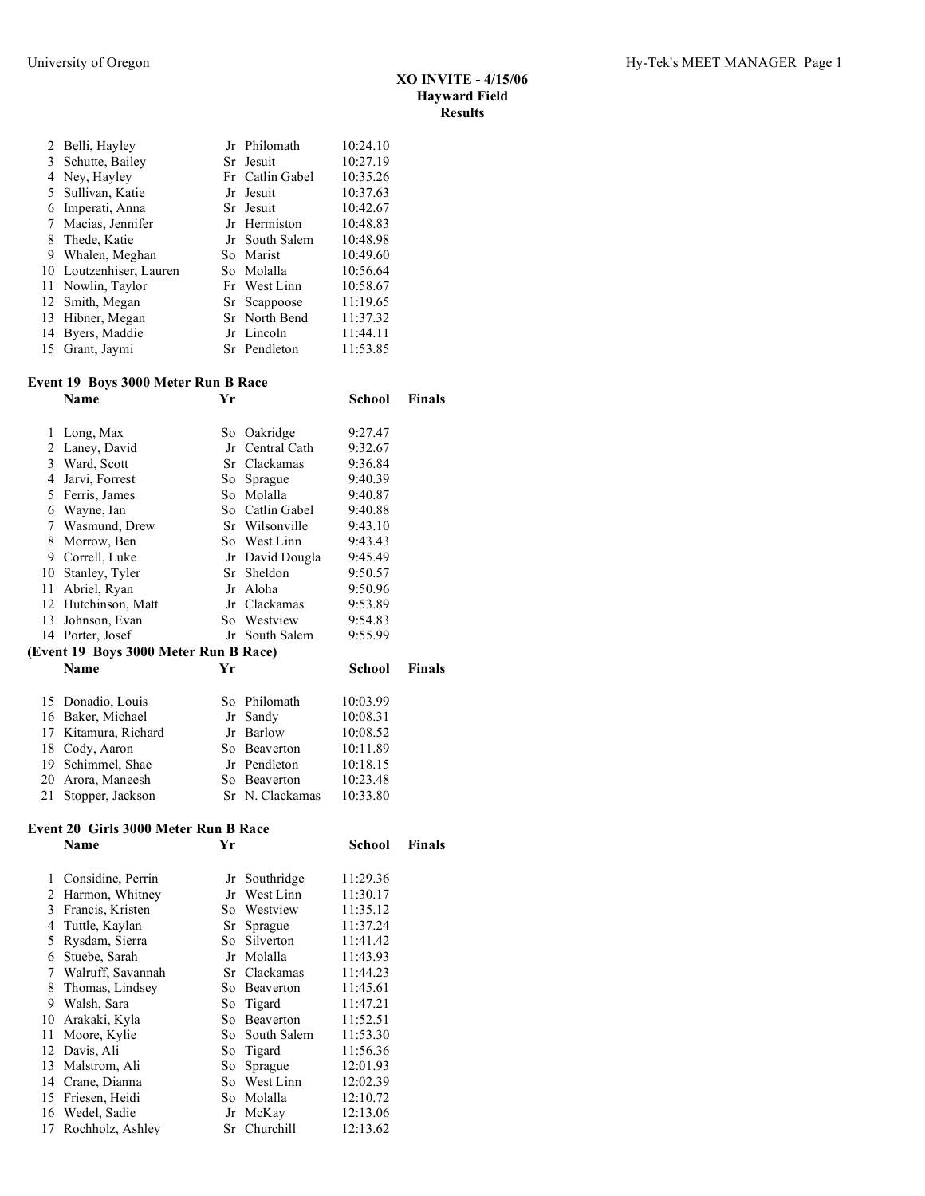# XO INVITE - 4/15/06
## Hayward Field
## Results

| | Name | Yr | School | Finals |
|---|---|---|---|---|
| 2 | Belli, Hayley | Jr | Philomath | 10:24.10 |
| 3 | Schutte, Bailey | Sr | Jesuit | 10:27.19 |
| 4 | Ney, Hayley | Fr | Catlin Gabel | 10:35.26 |
| 5 | Sullivan, Katie | Jr | Jesuit | 10:37.63 |
| 6 | Imperati, Anna | Sr | Jesuit | 10:42.67 |
| 7 | Macias, Jennifer | Jr | Hermiston | 10:48.83 |
| 8 | Thede, Katie | Jr | South Salem | 10:48.98 |
| 9 | Whalen, Meghan | So | Marist | 10:49.60 |
| 10 | Loutzenhiser, Lauren | So | Molalla | 10:56.64 |
| 11 | Nowlin, Taylor | Fr | West Linn | 10:58.67 |
| 12 | Smith, Megan | Sr | Scappoose | 11:19.65 |
| 13 | Hibner, Megan | Sr | North Bend | 11:37.32 |
| 14 | Byers, Maddie | Jr | Lincoln | 11:44.11 |
| 15 | Grant, Jaymi | Sr | Pendleton | 11:53.85 |

### Event 19 Boys 3000 Meter Run B Race

| | Name | Yr | School | Finals |
|---|---|---|---|---|
| 1 | Long, Max | So | Oakridge | 9:27.47 |
| 2 | Laney, David | Jr | Central Cath | 9:32.67 |
| 3 | Ward, Scott | Sr | Clackamas | 9:36.84 |
| 4 | Jarvi, Forrest | So | Sprague | 9:40.39 |
| 5 | Ferris, James | So | Molalla | 9:40.87 |
| 6 | Wayne, Ian | So | Catlin Gabel | 9:40.88 |
| 7 | Wasmund, Drew | Sr | Wilsonville | 9:43.10 |
| 8 | Morrow, Ben | So | West Linn | 9:43.43 |
| 9 | Correll, Luke | Jr | David Dougla | 9:45.49 |
| 10 | Stanley, Tyler | Sr | Sheldon | 9:50.57 |
| 11 | Abriel, Ryan | Jr | Aloha | 9:50.96 |
| 12 | Hutchinson, Matt | Jr | Clackamas | 9:53.89 |
| 13 | Johnson, Evan | So | Westview | 9:54.83 |
| 14 | Porter, Josef | Jr | South Salem | 9:55.99 |
| 15 | Donadio, Louis | So | Philomath | 10:03.99 |
| 16 | Baker, Michael | Jr | Sandy | 10:08.31 |
| 17 | Kitamura, Richard | Jr | Barlow | 10:08.52 |
| 18 | Cody, Aaron | So | Beaverton | 10:11.89 |
| 19 | Schimmel, Shae | Jr | Pendleton | 10:18.15 |
| 20 | Arora, Maneesh | So | Beaverton | 10:23.48 |
| 21 | Stopper, Jackson | Sr | N. Clackamas | 10:33.80 |

### Event 20 Girls 3000 Meter Run B Race

| | Name | Yr | School | Finals |
|---|---|---|---|---|
| 1 | Considine, Perrin | Jr | Southridge | 11:29.36 |
| 2 | Harmon, Whitney | Jr | West Linn | 11:30.17 |
| 3 | Francis, Kristen | So | Westview | 11:35.12 |
| 4 | Tuttle, Kaylan | Sr | Sprague | 11:37.24 |
| 5 | Rysdam, Sierra | So | Silverton | 11:41.42 |
| 6 | Stuebe, Sarah | Jr | Molalla | 11:43.93 |
| 7 | Walruff, Savannah | Sr | Clackamas | 11:44.23 |
| 8 | Thomas, Lindsey | So | Beaverton | 11:45.61 |
| 9 | Walsh, Sara | So | Tigard | 11:47.21 |
| 10 | Arakaki, Kyla | So | Beaverton | 11:52.51 |
| 11 | Moore, Kylie | So | South Salem | 11:53.30 |
| 12 | Davis, Ali | So | Tigard | 11:56.36 |
| 13 | Malstrom, Ali | So | Sprague | 12:01.93 |
| 14 | Crane, Dianna | So | West Linn | 12:02.39 |
| 15 | Friesen, Heidi | So | Molalla | 12:10.72 |
| 16 | Wedel, Sadie | Jr | McKay | 12:13.06 |
| 17 | Rochholz, Ashley | Sr | Churchill | 12:13.62 |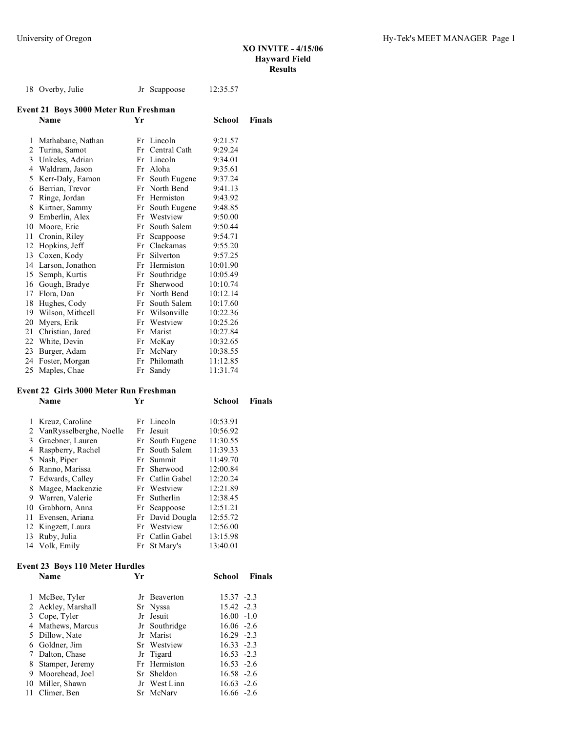**XO INVITE - 4/15/06**
**Hayward Field**
**Results**

| | Name | Yr | School | Finals |
|---|---|---|---|---|
| 18 | Overby, Julie | Jr | Scappoose | 12:35.57 |

### Event 21 Boys 3000 Meter Run Freshman

| | Name | Yr | School | Finals |
|---|---|---|---|---|
| 1 | Mathabane, Nathan | Fr | Lincoln | 9:21.57 |
| 2 | Turina, Samot | Fr | Central Cath | 9:29.24 |
| 3 | Unkeles, Adrian | Fr | Lincoln | 9:34.01 |
| 4 | Waldram, Jason | Fr | Aloha | 9:35.61 |
| 5 | Kerr-Daly, Eamon | Fr | South Eugene | 9:37.24 |
| 6 | Berrian, Trevor | Fr | North Bend | 9:41.13 |
| 7 | Ringe, Jordan | Fr | Hermiston | 9:43.92 |
| 8 | Kirtner, Sammy | Fr | South Eugene | 9:48.85 |
| 9 | Emberlin, Alex | Fr | Westview | 9:50.00 |
| 10 | Moore, Eric | Fr | South Salem | 9:50.44 |
| 11 | Cronin, Riley | Fr | Scappoose | 9:54.71 |
| 12 | Hopkins, Jeff | Fr | Clackamas | 9:55.20 |
| 13 | Coxen, Kody | Fr | Silverton | 9:57.25 |
| 14 | Larson, Jonathon | Fr | Hermiston | 10:01.90 |
| 15 | Semph, Kurtis | Fr | Southridge | 10:05.49 |
| 16 | Gough, Bradye | Fr | Sherwood | 10:10.74 |
| 17 | Flora, Dan | Fr | North Bend | 10:12.14 |
| 18 | Hughes, Cody | Fr | South Salem | 10:17.60 |
| 19 | Wilson, Mithcell | Fr | Wilsonville | 10:22.36 |
| 20 | Myers, Erik | Fr | Westview | 10:25.26 |
| 21 | Christian, Jared | Fr | Marist | 10:27.84 |
| 22 | White, Devin | Fr | McKay | 10:32.65 |
| 23 | Burger, Adam | Fr | McNary | 10:38.55 |
| 24 | Foster, Morgan | Fr | Philomath | 11:12.85 |
| 25 | Maples, Chae | Fr | Sandy | 11:31.74 |

### Event 22 Girls 3000 Meter Run Freshman

| | Name | Yr | School | Finals |
|---|---|---|---|---|
| 1 | Kreuz, Caroline | Fr | Lincoln | 10:53.91 |
| 2 | VanRysselberghe, Noelle | Fr | Jesuit | 10:56.92 |
| 3 | Graebner, Lauren | Fr | South Eugene | 11:30.55 |
| 4 | Raspberry, Rachel | Fr | South Salem | 11:39.33 |
| 5 | Nash, Piper | Fr | Summit | 11:49.70 |
| 6 | Ranno, Marissa | Fr | Sherwood | 12:00.84 |
| 7 | Edwards, Calley | Fr | Catlin Gabel | 12:20.24 |
| 8 | Magee, Mackenzie | Fr | Westview | 12:21.89 |
| 9 | Warren, Valerie | Fr | Sutherlin | 12:38.45 |
| 10 | Grabhorn, Anna | Fr | Scappoose | 12:51.21 |
| 11 | Evensen, Ariana | Fr | David Dougla | 12:55.72 |
| 12 | Kingzett, Laura | Fr | Westview | 12:56.00 |
| 13 | Ruby, Julia | Fr | Catlin Gabel | 13:15.98 |
| 14 | Volk, Emily | Fr | St Mary's | 13:40.01 |

### Event 23 Boys 110 Meter Hurdles

| | Name | Yr | School | Finals | Wind |
|---|---|---|---|---|---|
| 1 | McBee, Tyler | Jr | Beaverton | 15.37 | -2.3 |
| 2 | Ackley, Marshall | Sr | Nyssa | 15.42 | -2.3 |
| 3 | Cope, Tyler | Jr | Jesuit | 16.00 | -1.0 |
| 4 | Mathews, Marcus | Jr | Southridge | 16.06 | -2.6 |
| 5 | Dillow, Nate | Jr | Marist | 16.29 | -2.3 |
| 6 | Goldner, Jim | Sr | Westview | 16.33 | -2.3 |
| 7 | Dalton, Chase | Jr | Tigard | 16.53 | -2.3 |
| 8 | Stamper, Jeremy | Fr | Hermiston | 16.53 | -2.6 |
| 9 | Moorehead, Joel | Sr | Sheldon | 16.58 | -2.6 |
| 10 | Miller, Shawn | Jr | West Linn | 16.63 | -2.6 |
| 11 | Climer, Ben | Sr | McNary | 16.66 | -2.6 |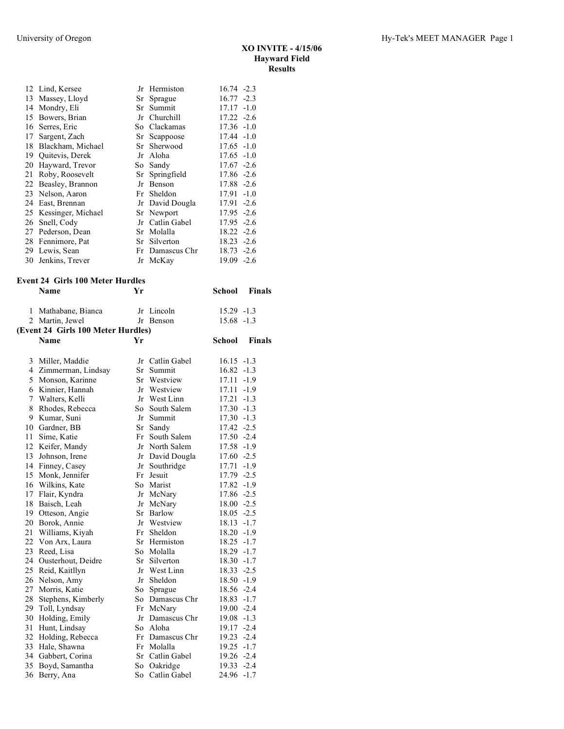**XO INVITE - 4/15/06**
**Hayward Field**
**Results**

| Place | Name | Yr | School | Finals | Wind |
|---|---|---|---|---|---|
| 12 | Lind, Kersee | Jr | Hermiston | 16.74 | -2.3 |
| 13 | Massey, Lloyd | Sr | Sprague | 16.77 | -2.3 |
| 14 | Mondry, Eli | Sr | Summit | 17.17 | -1.0 |
| 15 | Bowers, Brian | Jr | Churchill | 17.22 | -2.6 |
| 16 | Serres, Eric | So | Clackamas | 17.36 | -1.0 |
| 17 | Sargent, Zach | Sr | Scappoose | 17.44 | -1.0 |
| 18 | Blackham, Michael | Sr | Sherwood | 17.65 | -1.0 |
| 19 | Quitevis, Derek | Jr | Aloha | 17.65 | -1.0 |
| 20 | Hayward, Trevor | So | Sandy | 17.67 | -2.6 |
| 21 | Roby, Roosevelt | Sr | Springfield | 17.86 | -2.6 |
| 22 | Beasley, Brannon | Jr | Benson | 17.88 | -2.6 |
| 23 | Nelson, Aaron | Fr | Sheldon | 17.91 | -1.0 |
| 24 | East, Brennan | Jr | David Dougla | 17.91 | -2.6 |
| 25 | Kessinger, Michael | Sr | Newport | 17.95 | -2.6 |
| 26 | Snell, Cody | Jr | Catlin Gabel | 17.95 | -2.6 |
| 27 | Pederson, Dean | Sr | Molalla | 18.22 | -2.6 |
| 28 | Fennimore, Pat | Sr | Silverton | 18.23 | -2.6 |
| 29 | Lewis, Sean | Fr | Damascus Chr | 18.73 | -2.6 |
| 30 | Jenkins, Trever | Jr | McKay | 19.09 | -2.6 |

**Event 24 Girls 100 Meter Hurdles**

| Place | Name | Yr | School | Finals | Wind |
|---|---|---|---|---|---|
| 1 | Mathabane, Bianca | Jr | Lincoln | 15.29 | -1.3 |
| 2 | Martin, Jewel | Jr | Benson | 15.68 | -1.3 |
| 3 | Miller, Maddie | Jr | Catlin Gabel | 16.15 | -1.3 |
| 4 | Zimmerman, Lindsay | Sr | Summit | 16.82 | -1.3 |
| 5 | Monson, Karinne | Sr | Westview | 17.11 | -1.9 |
| 6 | Kinnier, Hannah | Jr | Westview | 17.11 | -1.9 |
| 7 | Walters, Kelli | Jr | West Linn | 17.21 | -1.3 |
| 8 | Rhodes, Rebecca | So | South Salem | 17.30 | -1.3 |
| 9 | Kumar, Suni | Jr | Summit | 17.30 | -1.3 |
| 10 | Gardner, BB | Sr | Sandy | 17.42 | -2.5 |
| 11 | Sime, Katie | Fr | South Salem | 17.50 | -2.4 |
| 12 | Keifer, Mandy | Jr | North Salem | 17.58 | -1.9 |
| 13 | Johnson, Irene | Jr | David Dougla | 17.60 | -2.5 |
| 14 | Finney, Casey | Jr | Southridge | 17.71 | -1.9 |
| 15 | Monk, Jennifer | Fr | Jesuit | 17.79 | -2.5 |
| 16 | Wilkins, Kate | So | Marist | 17.82 | -1.9 |
| 17 | Flair, Kyndra | Jr | McNary | 17.86 | -2.5 |
| 18 | Baisch, Leah | Jr | McNary | 18.00 | -2.5 |
| 19 | Otteson, Angie | Sr | Barlow | 18.05 | -2.5 |
| 20 | Borok, Annie | Jr | Westview | 18.13 | -1.7 |
| 21 | Williams, Kiyah | Fr | Sheldon | 18.20 | -1.9 |
| 22 | Von Arx, Laura | Sr | Hermiston | 18.25 | -1.7 |
| 23 | Reed, Lisa | So | Molalla | 18.29 | -1.7 |
| 24 | Ousterhout, Deidre | Sr | Silverton | 18.30 | -1.7 |
| 25 | Reid, Kaitllyn | Jr | West Linn | 18.33 | -2.5 |
| 26 | Nelson, Amy | Jr | Sheldon | 18.50 | -1.9 |
| 27 | Morris, Katie | So | Sprague | 18.56 | -2.4 |
| 28 | Stephens, Kimberly | So | Damascus Chr | 18.83 | -1.7 |
| 29 | Toll, Lyndsay | Fr | McNary | 19.00 | -2.4 |
| 30 | Holding, Emily | Jr | Damascus Chr | 19.08 | -1.3 |
| 31 | Hunt, Lindsay | So | Aloha | 19.17 | -2.4 |
| 32 | Holding, Rebecca | Fr | Damascus Chr | 19.23 | -2.4 |
| 33 | Hale, Shawna | Fr | Molalla | 19.25 | -1.7 |
| 34 | Gabbert, Corina | Sr | Catlin Gabel | 19.26 | -2.4 |
| 35 | Boyd, Samantha | So | Oakridge | 19.33 | -2.4 |
| 36 | Berry, Ana | So | Catlin Gabel | 24.96 | -1.7 |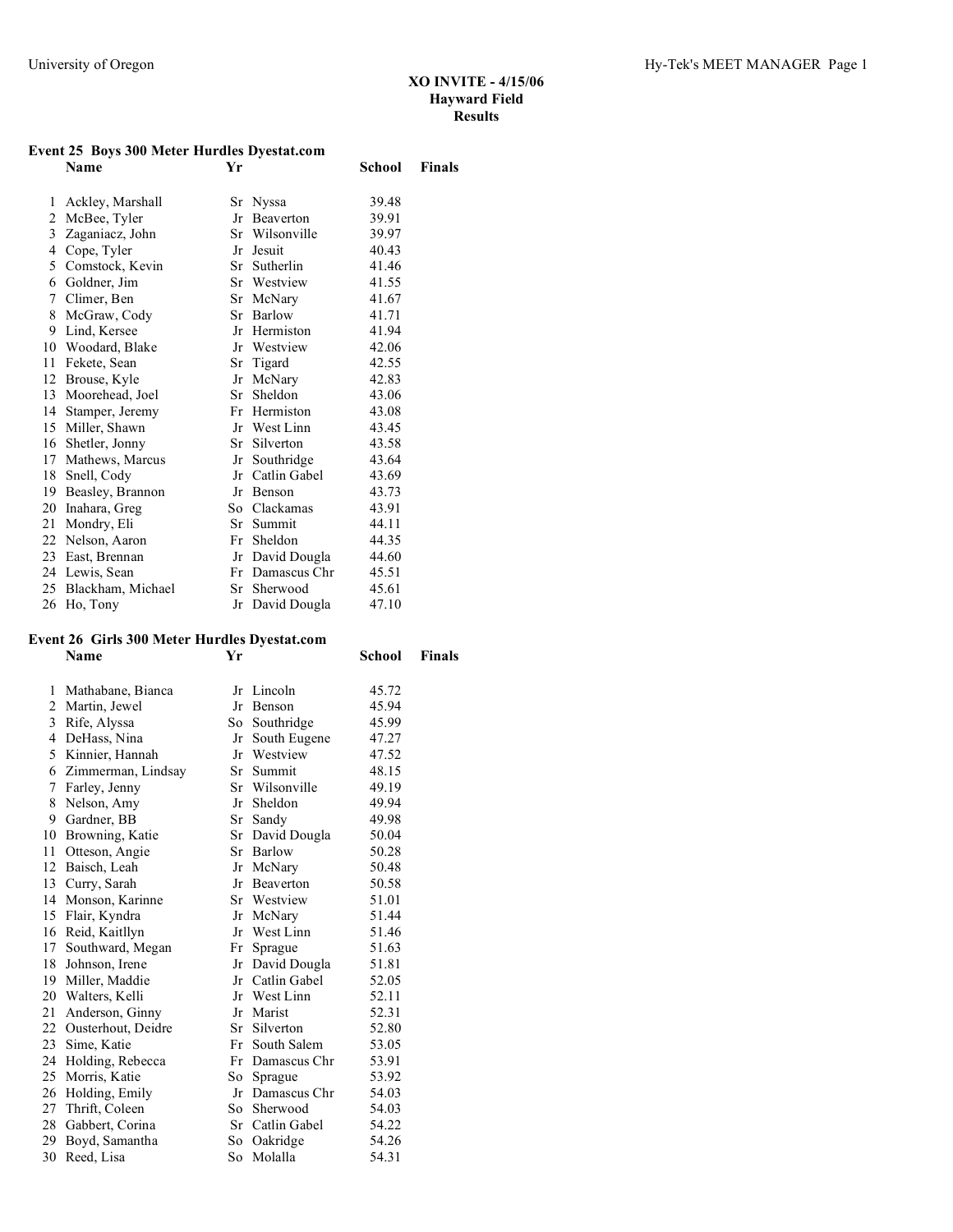**XO INVITE - 4/15/06**
**Hayward Field**
**Results**

### Event 25 Boys 300 Meter Hurdles Dyestat.com

| | Name | Yr | School | Finals |
|---|---|---|---|---|
| 1 | Ackley, Marshall | Sr | Nyssa | 39.48 |
| 2 | McBee, Tyler | Jr | Beaverton | 39.91 |
| 3 | Zaganiaczj, John | Sr | Wilsonville | 39.97 |
| 4 | Cope, Tyler | Jr | Jesuit | 40.43 |
| 5 | Comstock, Kevin | Sr | Sutherlin | 41.46 |
| 6 | Goldner, Jim | Sr | Westview | 41.55 |
| 7 | Climer, Ben | Sr | McNary | 41.67 |
| 8 | McGraw, Cody | Sr | Barlow | 41.71 |
| 9 | Lind, Kersee | Jr | Hermiston | 41.94 |
| 10 | Woodard, Blake | Jr | Westview | 42.06 |
| 11 | Fekete, Sean | Sr | Tigard | 42.55 |
| 12 | Brouse, Kyle | Jr | McNary | 42.83 |
| 13 | Moorehead, Joel | Sr | Sheldon | 43.06 |
| 14 | Stamper, Jeremy | Fr | Hermiston | 43.08 |
| 15 | Miller, Shawn | Jr | West Linn | 43.45 |
| 16 | Shetler, Jonny | Sr | Silverton | 43.58 |
| 17 | Mathews, Marcus | Jr | Southridge | 43.64 |
| 18 | Snell, Cody | Jr | Catlin Gabel | 43.69 |
| 19 | Beasley, Brannon | Jr | Benson | 43.73 |
| 20 | Inahara, Greg | So | Clackamas | 43.91 |
| 21 | Mondry, Eli | Sr | Summit | 44.11 |
| 22 | Nelson, Aaron | Fr | Sheldon | 44.35 |
| 23 | East, Brennan | Jr | David Dougla | 44.60 |
| 24 | Lewis, Sean | Fr | Damascus Chr | 45.51 |
| 25 | Blackham, Michael | Sr | Sherwood | 45.61 |
| 26 | Ho, Tony | Jr | David Dougla | 47.10 |

### Event 26 Girls 300 Meter Hurdles Dyestat.com

| | Name | Yr | School | Finals |
|---|---|---|---|---|
| 1 | Mathabane, Bianca | Jr | Lincoln | 45.72 |
| 2 | Martin, Jewel | Jr | Benson | 45.94 |
| 3 | Rife, Alyssa | So | Southridge | 45.99 |
| 4 | DeHass, Nina | Jr | South Eugene | 47.27 |
| 5 | Kinnier, Hannah | Jr | Westview | 47.52 |
| 6 | Zimmerman, Lindsay | Sr | Summit | 48.15 |
| 7 | Farley, Jenny | Sr | Wilsonville | 49.19 |
| 8 | Nelson, Amy | Jr | Sheldon | 49.94 |
| 9 | Gardner, BB | Sr | Sandy | 49.98 |
| 10 | Browning, Katie | Sr | David Dougla | 50.04 |
| 11 | Otteson, Angie | Sr | Barlow | 50.28 |
| 12 | Baisch, Leah | Jr | McNary | 50.48 |
| 13 | Curry, Sarah | Jr | Beaverton | 50.58 |
| 14 | Monson, Karinne | Sr | Westview | 51.01 |
| 15 | Flair, Kyndra | Jr | McNary | 51.44 |
| 16 | Reid, Kaitllyn | Jr | West Linn | 51.46 |
| 17 | Southward, Megan | Fr | Sprague | 51.63 |
| 18 | Johnson, Irene | Jr | David Dougla | 51.81 |
| 19 | Miller, Maddie | Jr | Catlin Gabel | 52.05 |
| 20 | Walters, Kelli | Jr | West Linn | 52.11 |
| 21 | Anderson, Ginny | Jr | Marist | 52.31 |
| 22 | Ousterhout, Deidre | Sr | Silverton | 52.80 |
| 23 | Sime, Katie | Fr | South Salem | 53.05 |
| 24 | Holding, Rebecca | Fr | Damascus Chr | 53.91 |
| 25 | Morris, Katie | So | Sprague | 53.92 |
| 26 | Holding, Emily | Jr | Damascus Chr | 54.03 |
| 27 | Thrift, Coleen | So | Sherwood | 54.03 |
| 28 | Gabbert, Corina | Sr | Catlin Gabel | 54.22 |
| 29 | Boyd, Samantha | So | Oakridge | 54.26 |
| 30 | Reed, Lisa | So | Molalla | 54.31 |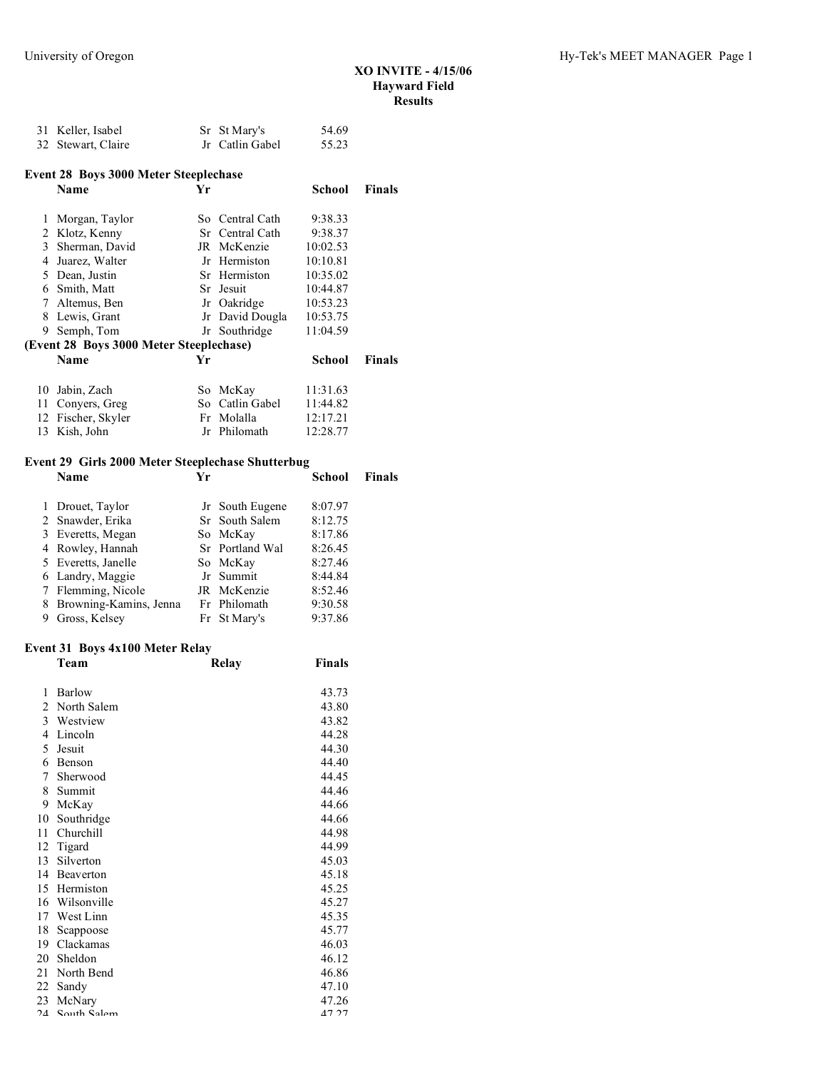XO INVITE - 4/15/06
Hayward Field
Results

| | Name | Yr | School | Finals |
|---|---|---|---|---|
| 31 | Keller, Isabel | Sr | St Mary's | 54.69 |
| 32 | Stewart, Claire | Jr | Catlin Gabel | 55.23 |

### Event 28 Boys 3000 Meter Steeplechase

| | Name | Yr | School | Finals |
|---|---|---|---|---|
| 1 | Morgan, Taylor | So | Central Cath | 9:38.33 |
| 2 | Klotz, Kenny | Sr | Central Cath | 9:38.37 |
| 3 | Sherman, David | JR | McKenzie | 10:02.53 |
| 4 | Juarez, Walter | Jr | Hermiston | 10:10.81 |
| 5 | Dean, Justin | Sr | Hermiston | 10:35.02 |
| 6 | Smith, Matt | Sr | Jesuit | 10:44.87 |
| 7 | Altemus, Ben | Jr | Oakridge | 10:53.23 |
| 8 | Lewis, Grant | Jr | David Dougla | 10:53.75 |
| 9 | Semph, Tom | Jr | Southridge | 11:04.59 |
| 10 | Jabin, Zach | So | McKay | 11:31.63 |
| 11 | Conyers, Greg | So | Catlin Gabel | 11:44.82 |
| 12 | Fischer, Skyler | Fr | Molalla | 12:17.21 |
| 13 | Kish, John | Jr | Philomath | 12:28.77 |

### Event 29 Girls 2000 Meter Steeplechase Shutterbug

| | Name | Yr | School | Finals |
|---|---|---|---|---|
| 1 | Drouet, Taylor | Jr | South Eugene | 8:07.97 |
| 2 | Snawder, Erika | Sr | South Salem | 8:12.75 |
| 3 | Everetts, Megan | So | McKay | 8:17.86 |
| 4 | Rowley, Hannah | Sr | Portland Wal | 8:26.45 |
| 5 | Everetts, Janelle | So | McKay | 8:27.46 |
| 6 | Landry, Maggie | Jr | Summit | 8:44.84 |
| 7 | Flemming, Nicole | JR | McKenzie | 8:52.46 |
| 8 | Browning-Kamins, Jenna | Fr | Philomath | 9:30.58 |
| 9 | Gross, Kelsey | Fr | St Mary's | 9:37.86 |

### Event 31 Boys 4x100 Meter Relay

| | Team | Relay | Finals |
|---|---|---|---|
| 1 | Barlow | | 43.73 |
| 2 | North Salem | | 43.80 |
| 3 | Westview | | 43.82 |
| 4 | Lincoln | | 44.28 |
| 5 | Jesuit | | 44.30 |
| 6 | Benson | | 44.40 |
| 7 | Sherwood | | 44.45 |
| 8 | Summit | | 44.46 |
| 9 | McKay | | 44.66 |
| 10 | Southridge | | 44.66 |
| 11 | Churchill | | 44.98 |
| 12 | Tigard | | 44.99 |
| 13 | Silverton | | 45.03 |
| 14 | Beaverton | | 45.18 |
| 15 | Hermiston | | 45.25 |
| 16 | Wilsonville | | 45.27 |
| 17 | West Linn | | 45.35 |
| 18 | Scappoose | | 45.77 |
| 19 | Clackamas | | 46.03 |
| 20 | Sheldon | | 46.12 |
| 21 | North Bend | | 46.86 |
| 22 | Sandy | | 47.10 |
| 23 | McNary | | 47.26 |
| 24 | South Salem | | 47.27 |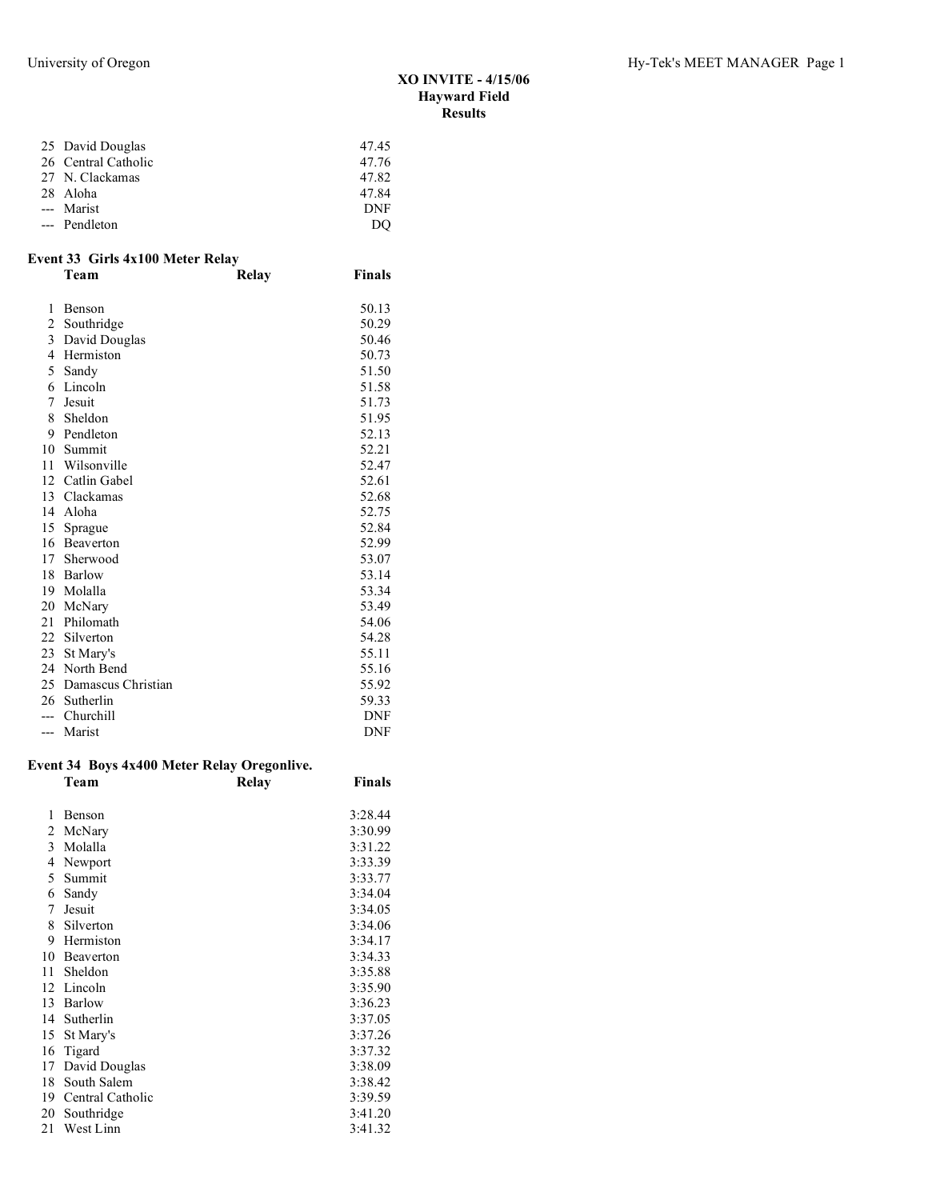**XO INVITE - 4/15/06**
**Hayward Field**
**Results**

| | Team | Relay | Finals |
|---|---|---|---|
| 25 | David Douglas | | 47.45 |
| 26 | Central Catholic | | 47.76 |
| 27 | N. Clackamas | | 47.82 |
| 28 | Aloha | | 47.84 |
| --- | Marist | | DNF |
| --- | Pendleton | | DQ |

### Event 33 Girls 4x100 Meter Relay

| | Team | Relay | Finals |
|---|---|---|---|
| 1 | Benson | | 50.13 |
| 2 | Southridge | | 50.29 |
| 3 | David Douglas | | 50.46 |
| 4 | Hermiston | | 50.73 |
| 5 | Sandy | | 51.50 |
| 6 | Lincoln | | 51.58 |
| 7 | Jesuit | | 51.73 |
| 8 | Sheldon | | 51.95 |
| 9 | Pendleton | | 52.13 |
| 10 | Summit | | 52.21 |
| 11 | Wilsonville | | 52.47 |
| 12 | Catlin Gabel | | 52.61 |
| 13 | Clackamas | | 52.68 |
| 14 | Aloha | | 52.75 |
| 15 | Sprague | | 52.84 |
| 16 | Beaverton | | 52.99 |
| 17 | Sherwood | | 53.07 |
| 18 | Barlow | | 53.14 |
| 19 | Molalla | | 53.34 |
| 20 | McNary | | 53.49 |
| 21 | Philomath | | 54.06 |
| 22 | Silverton | | 54.28 |
| 23 | St Mary's | | 55.11 |
| 24 | North Bend | | 55.16 |
| 25 | Damascus Christian | | 55.92 |
| 26 | Sutherlin | | 59.33 |
| --- | Churchill | | DNF |
| --- | Marist | | DNF |

### Event 34 Boys 4x400 Meter Relay Oregonlive.

| | Team | Relay | Finals |
|---|---|---|---|
| 1 | Benson | | 3:28.44 |
| 2 | McNary | | 3:30.99 |
| 3 | Molalla | | 3:31.22 |
| 4 | Newport | | 3:33.39 |
| 5 | Summit | | 3:33.77 |
| 6 | Sandy | | 3:34.04 |
| 7 | Jesuit | | 3:34.05 |
| 8 | Silverton | | 3:34.06 |
| 9 | Hermiston | | 3:34.17 |
| 10 | Beaverton | | 3:34.33 |
| 11 | Sheldon | | 3:35.88 |
| 12 | Lincoln | | 3:35.90 |
| 13 | Barlow | | 3:36.23 |
| 14 | Sutherlin | | 3:37.05 |
| 15 | St Mary's | | 3:37.26 |
| 16 | Tigard | | 3:37.32 |
| 17 | David Douglas | | 3:38.09 |
| 18 | South Salem | | 3:38.42 |
| 19 | Central Catholic | | 3:39.59 |
| 20 | Southridge | | 3:41.20 |
| 21 | West Linn | | 3:41.32 |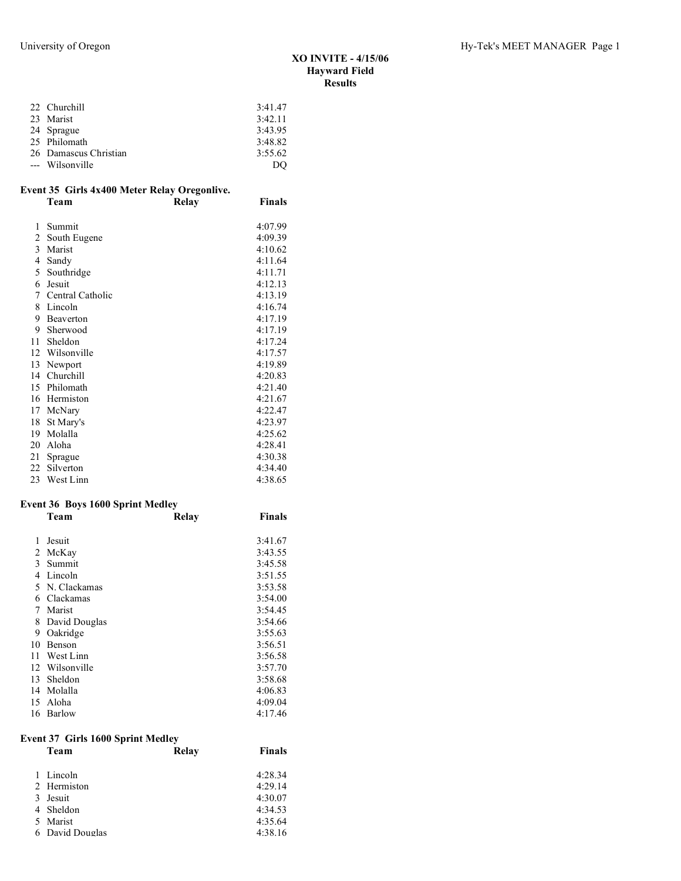XO INVITE - 4/15/06
Hayward Field
Results

| | Team | Relay | Finals |
|---|---|---|---|
| 22 | Churchill | | 3:41.47 |
| 23 | Marist | | 3:42.11 |
| 24 | Sprague | | 3:43.95 |
| 25 | Philomath | | 3:48.82 |
| 26 | Damascus Christian | | 3:55.62 |
| --- | Wilsonville | | DQ |

### Event 35 Girls 4x400 Meter Relay Oregonlive.

| | Team | Relay | Finals |
|---|---|---|---|
| 1 | Summit | | 4:07.99 |
| 2 | South Eugene | | 4:09.39 |
| 3 | Marist | | 4:10.62 |
| 4 | Sandy | | 4:11.64 |
| 5 | Southridge | | 4:11.71 |
| 6 | Jesuit | | 4:12.13 |
| 7 | Central Catholic | | 4:13.19 |
| 8 | Lincoln | | 4:16.74 |
| 9 | Beaverton | | 4:17.19 |
| 9 | Sherwood | | 4:17.19 |
| 11 | Sheldon | | 4:17.24 |
| 12 | Wilsonville | | 4:17.57 |
| 13 | Newport | | 4:19.89 |
| 14 | Churchill | | 4:20.83 |
| 15 | Philomath | | 4:21.40 |
| 16 | Hermiston | | 4:21.67 |
| 17 | McNary | | 4:22.47 |
| 18 | St Mary's | | 4:23.97 |
| 19 | Molalla | | 4:25.62 |
| 20 | Aloha | | 4:28.41 |
| 21 | Sprague | | 4:30.38 |
| 22 | Silverton | | 4:34.40 |
| 23 | West Linn | | 4:38.65 |

### Event 36 Boys 1600 Sprint Medley

| | Team | Relay | Finals |
|---|---|---|---|
| 1 | Jesuit | | 3:41.67 |
| 2 | McKay | | 3:43.55 |
| 3 | Summit | | 3:45.58 |
| 4 | Lincoln | | 3:51.55 |
| 5 | N. Clackamas | | 3:53.58 |
| 6 | Clackamas | | 3:54.00 |
| 7 | Marist | | 3:54.45 |
| 8 | David Douglas | | 3:54.66 |
| 9 | Oakridge | | 3:55.63 |
| 10 | Benson | | 3:56.51 |
| 11 | West Linn | | 3:56.58 |
| 12 | Wilsonville | | 3:57.70 |
| 13 | Sheldon | | 3:58.68 |
| 14 | Molalla | | 4:06.83 |
| 15 | Aloha | | 4:09.04 |
| 16 | Barlow | | 4:17.46 |

### Event 37 Girls 1600 Sprint Medley

| | Team | Relay | Finals |
|---|---|---|---|
| 1 | Lincoln | | 4:28.34 |
| 2 | Hermiston | | 4:29.14 |
| 3 | Jesuit | | 4:30.07 |
| 4 | Sheldon | | 4:34.53 |
| 5 | Marist | | 4:35.64 |
| 6 | David Douglas | | 4:38.16 |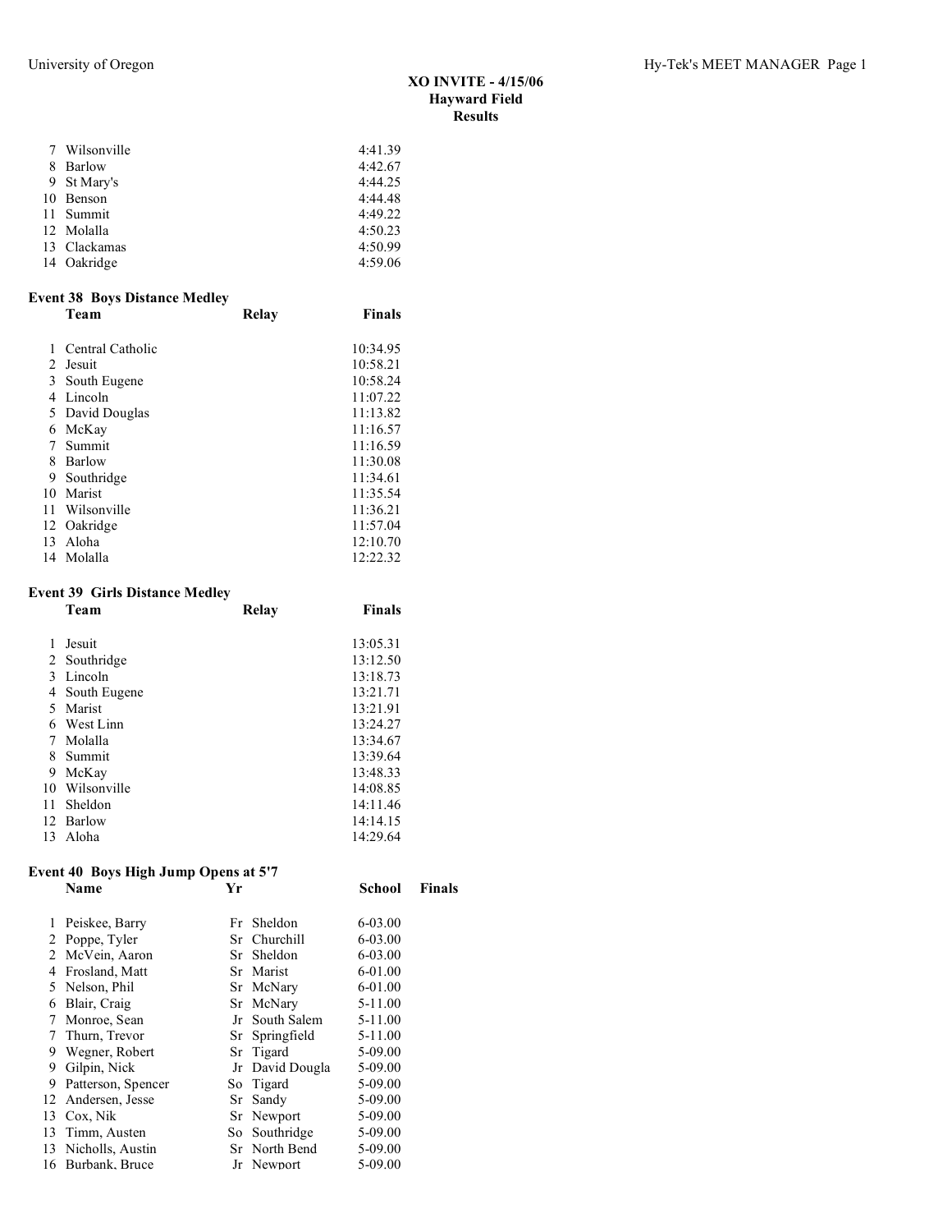**XO INVITE - 4/15/06**
**Hayward Field**
**Results**

| | | |
|---|---|---|
| 7 | Wilsonville | 4:41.39 |
| 8 | Barlow | 4:42.67 |
| 9 | St Mary's | 4:44.25 |
| 10 | Benson | 4:44.48 |
| 11 | Summit | 4:49.22 |
| 12 | Molalla | 4:50.23 |
| 13 | Clackamas | 4:50.99 |
| 14 | Oakridge | 4:59.06 |

### Event 38 Boys Distance Medley

| | Team | Relay | Finals |
|---|---|---|---|
| 1 | Central Catholic | | 10:34.95 |
| 2 | Jesuit | | 10:58.21 |
| 3 | South Eugene | | 10:58.24 |
| 4 | Lincoln | | 11:07.22 |
| 5 | David Douglas | | 11:13.82 |
| 6 | McKay | | 11:16.57 |
| 7 | Summit | | 11:16.59 |
| 8 | Barlow | | 11:30.08 |
| 9 | Southridge | | 11:34.61 |
| 10 | Marist | | 11:35.54 |
| 11 | Wilsonville | | 11:36.21 |
| 12 | Oakridge | | 11:57.04 |
| 13 | Aloha | | 12:10.70 |
| 14 | Molalla | | 12:22.32 |

### Event 39 Girls Distance Medley

| | Team | Relay | Finals |
|---|---|---|---|
| 1 | Jesuit | | 13:05.31 |
| 2 | Southridge | | 13:12.50 |
| 3 | Lincoln | | 13:18.73 |
| 4 | South Eugene | | 13:21.71 |
| 5 | Marist | | 13:21.91 |
| 6 | West Linn | | 13:24.27 |
| 7 | Molalla | | 13:34.67 |
| 8 | Summit | | 13:39.64 |
| 9 | McKay | | 13:48.33 |
| 10 | Wilsonville | | 14:08.85 |
| 11 | Sheldon | | 14:11.46 |
| 12 | Barlow | | 14:14.15 |
| 13 | Aloha | | 14:29.64 |

### Event 40 Boys High Jump Opens at 5'7

| | Name | Yr | School | Finals |
|---|---|---|---|---|
| 1 | Peiskee, Barry | Fr | Sheldon | 6-03.00 |
| 2 | Poppe, Tyler | Sr | Churchill | 6-03.00 |
| 2 | McVein, Aaron | Sr | Sheldon | 6-03.00 |
| 4 | Frosland, Matt | Sr | Marist | 6-01.00 |
| 5 | Nelson, Phil | Sr | McNary | 6-01.00 |
| 6 | Blair, Craig | Sr | McNary | 5-11.00 |
| 7 | Monroe, Sean | Jr | South Salem | 5-11.00 |
| 7 | Thurn, Trevor | Sr | Springfield | 5-11.00 |
| 9 | Wegner, Robert | Sr | Tigard | 5-09.00 |
| 9 | Gilpin, Nick | Jr | David Dougla | 5-09.00 |
| 9 | Patterson, Spencer | So | Tigard | 5-09.00 |
| 12 | Andersen, Jesse | Sr | Sandy | 5-09.00 |
| 13 | Cox, Nik | Sr | Newport | 5-09.00 |
| 13 | Timm, Austen | So | Southridge | 5-09.00 |
| 13 | Nicholls, Austin | Sr | North Bend | 5-09.00 |
| 16 | Burbank, Bruce | Jr | Newport | 5-09.00 |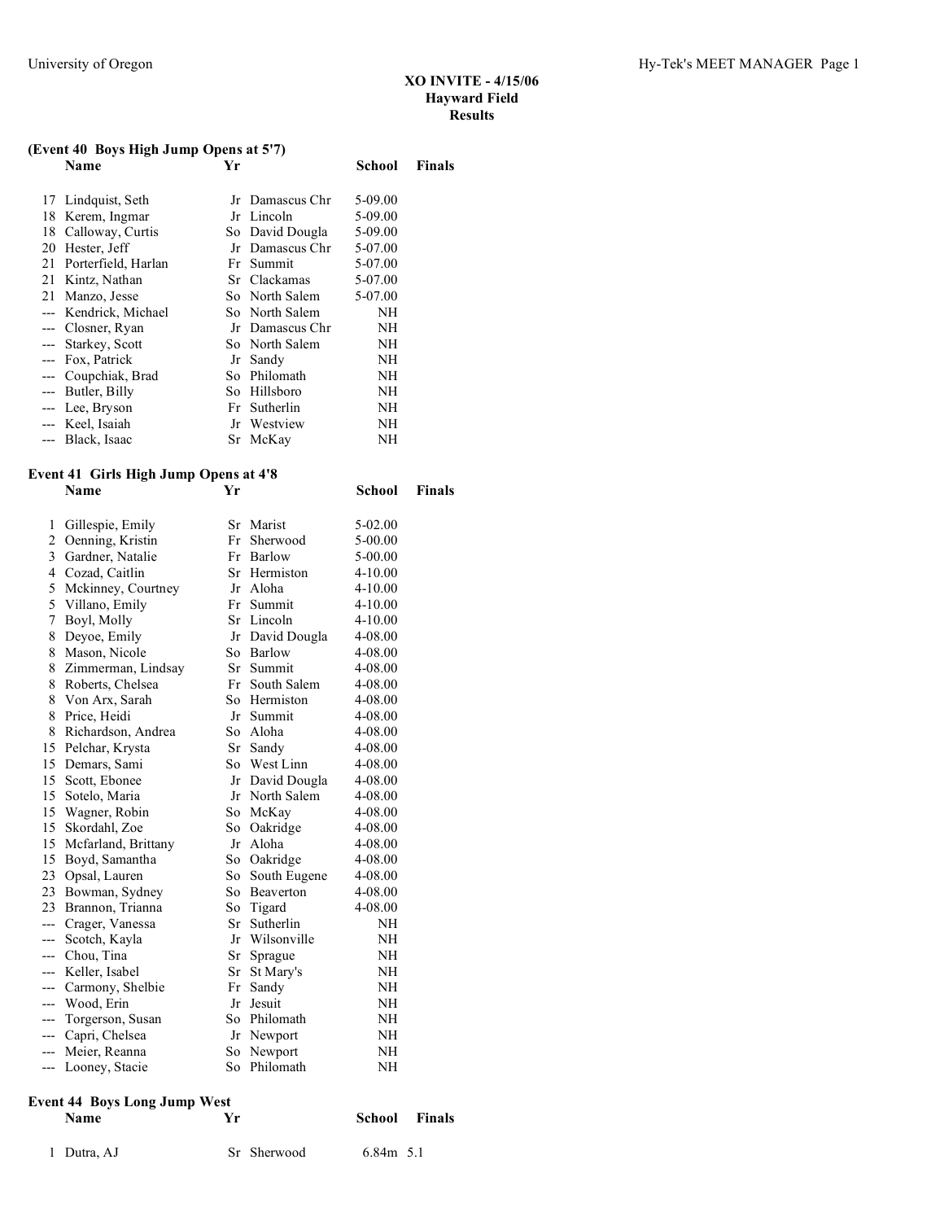## XO INVITE - 4/15/06
### Hayward Field
### Results

### (Event 40 Boys High Jump Opens at 5'7)

| | Name | Yr | School | Finals |
|---|---|---|---|---|
| 17 | Lindquist, Seth | Jr | Damascus Chr | 5-09.00 |
| 18 | Kerem, Ingmar | Jr | Lincoln | 5-09.00 |
| 18 | Calloway, Curtis | So | David Dougla | 5-09.00 |
| 20 | Hester, Jeff | Jr | Damascus Chr | 5-07.00 |
| 21 | Porterfield, Harlan | Fr | Summit | 5-07.00 |
| 21 | Kintz, Nathan | Sr | Clackamas | 5-07.00 |
| 21 | Manzo, Jesse | So | North Salem | 5-07.00 |
| --- | Kendrick, Michael | So | North Salem | NH |
| --- | Closner, Ryan | Jr | Damascus Chr | NH |
| --- | Starkey, Scott | So | North Salem | NH |
| --- | Fox, Patrick | Jr | Sandy | NH |
| --- | Coupchiak, Brad | So | Philomath | NH |
| --- | Butler, Billy | So | Hillsboro | NH |
| --- | Lee, Bryson | Fr | Sutherlin | NH |
| --- | Keel, Isaiah | Jr | Westview | NH |
| --- | Black, Isaac | Sr | McKay | NH |

### Event 41 Girls High Jump Opens at 4'8

| | Name | Yr | School | Finals |
|---|---|---|---|---|
| 1 | Gillespie, Emily | Sr | Marist | 5-02.00 |
| 2 | Oenning, Kristin | Fr | Sherwood | 5-00.00 |
| 3 | Gardner, Natalie | Fr | Barlow | 5-00.00 |
| 4 | Cozad, Caitlin | Sr | Hermiston | 4-10.00 |
| 5 | Mckinney, Courtney | Jr | Aloha | 4-10.00 |
| 5 | Villano, Emily | Fr | Summit | 4-10.00 |
| 7 | Boyl, Molly | Sr | Lincoln | 4-10.00 |
| 8 | Deyoe, Emily | Jr | David Dougla | 4-08.00 |
| 8 | Mason, Nicole | So | Barlow | 4-08.00 |
| 8 | Zimmerman, Lindsay | Sr | Summit | 4-08.00 |
| 8 | Roberts, Chelsea | Fr | South Salem | 4-08.00 |
| 8 | Von Arx, Sarah | So | Hermiston | 4-08.00 |
| 8 | Price, Heidi | Jr | Summit | 4-08.00 |
| 8 | Richardson, Andrea | So | Aloha | 4-08.00 |
| 15 | Pelchar, Krysta | Sr | Sandy | 4-08.00 |
| 15 | Demars, Sami | So | West Linn | 4-08.00 |
| 15 | Scott, Ebonee | Jr | David Dougla | 4-08.00 |
| 15 | Sotelo, Maria | Jr | North Salem | 4-08.00 |
| 15 | Wagner, Robin | So | McKay | 4-08.00 |
| 15 | Skordahl, Zoe | So | Oakridge | 4-08.00 |
| 15 | Mcfarland, Brittany | Jr | Aloha | 4-08.00 |
| 15 | Boyd, Samantha | So | Oakridge | 4-08.00 |
| 23 | Opsal, Lauren | So | South Eugene | 4-08.00 |
| 23 | Bowman, Sydney | So | Beaverton | 4-08.00 |
| 23 | Brannon, Trianna | So | Tigard | 4-08.00 |
| --- | Crager, Vanessa | Sr | Sutherlin | NH |
| --- | Scotch, Kayla | Jr | Wilsonville | NH |
| --- | Chou, Tina | Sr | Sprague | NH |
| --- | Keller, Isabel | Sr | St Mary's | NH |
| --- | Carmony, Shelbie | Fr | Sandy | NH |
| --- | Wood, Erin | Jr | Jesuit | NH |
| --- | Torgerson, Susan | So | Philomath | NH |
| --- | Capri, Chelsea | Jr | Newport | NH |
| --- | Meier, Reanna | So | Newport | NH |
| --- | Looney, Stacie | So | Philomath | NH |

### Event 44 Boys Long Jump West

| | Name | Yr | School | Finals | |
|---|---|---|---|---|---|
| 1 | Dutra, AJ | Sr | Sherwood | 6.84m | 5.1 |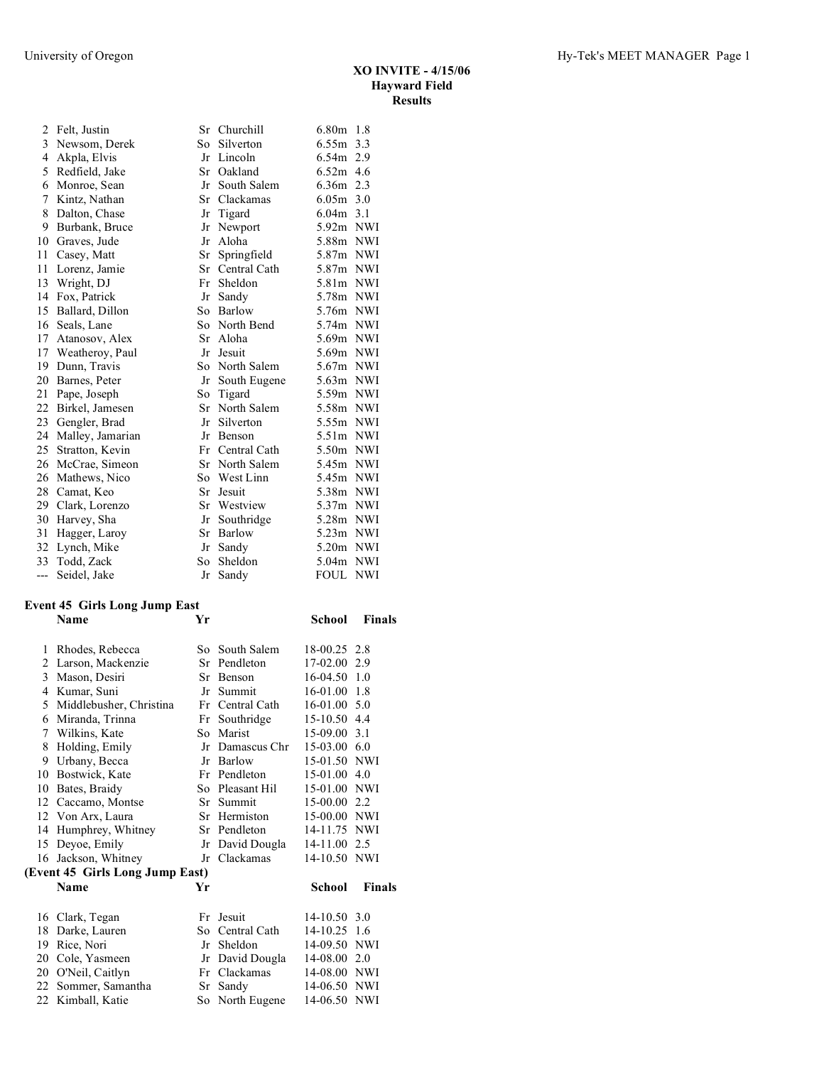# XO INVITE - 4/15/06
## Hayward Field
### Results

| Place | Name | Yr | School | Finals | Wind |
|---|---|---|---|---|---|
| 2 | Felt, Justin | Sr | Churchill | 6.80m | 1.8 |
| 3 | Newsom, Derek | So | Silverton | 6.55m | 3.3 |
| 4 | Akpla, Elvis | Jr | Lincoln | 6.54m | 2.9 |
| 5 | Redfield, Jake | Sr | Oakland | 6.52m | 4.6 |
| 6 | Monroe, Sean | Jr | South Salem | 6.36m | 2.3 |
| 7 | Kintz, Nathan | Sr | Clackamas | 6.05m | 3.0 |
| 8 | Dalton, Chase | Jr | Tigard | 6.04m | 3.1 |
| 9 | Burbank, Bruce | Jr | Newport | 5.92m | NWI |
| 10 | Graves, Jude | Jr | Aloha | 5.88m | NWI |
| 11 | Casey, Matt | Sr | Springfield | 5.87m | NWI |
| 11 | Lorenz, Jamie | Sr | Central Cath | 5.87m | NWI |
| 13 | Wright, DJ | Fr | Sheldon | 5.81m | NWI |
| 14 | Fox, Patrick | Jr | Sandy | 5.78m | NWI |
| 15 | Ballard, Dillon | So | Barlow | 5.76m | NWI |
| 16 | Seals, Lane | So | North Bend | 5.74m | NWI |
| 17 | Atanosov, Alex | Sr | Aloha | 5.69m | NWI |
| 17 | Weatheroy, Paul | Jr | Jesuit | 5.69m | NWI |
| 19 | Dunn, Travis | So | North Salem | 5.67m | NWI |
| 20 | Barnes, Peter | Jr | South Eugene | 5.63m | NWI |
| 21 | Pape, Joseph | So | Tigard | 5.59m | NWI |
| 22 | Birkel, Jamesen | Sr | North Salem | 5.58m | NWI |
| 23 | Gengler, Brad | Jr | Silverton | 5.55m | NWI |
| 24 | Malley, Jamarian | Jr | Benson | 5.51m | NWI |
| 25 | Stratton, Kevin | Fr | Central Cath | 5.50m | NWI |
| 26 | McCrae, Simeon | Sr | North Salem | 5.45m | NWI |
| 26 | Mathews, Nico | So | West Linn | 5.45m | NWI |
| 28 | Camat, Keo | Sr | Jesuit | 5.38m | NWI |
| 29 | Clark, Lorenzo | Sr | Westview | 5.37m | NWI |
| 30 | Harvey, Sha | Jr | Southridge | 5.28m | NWI |
| 31 | Hagger, Laroy | Sr | Barlow | 5.23m | NWI |
| 32 | Lynch, Mike | Jr | Sandy | 5.20m | NWI |
| 33 | Todd, Zack | So | Sheldon | 5.04m | NWI |
| --- | Seidel, Jake | Jr | Sandy | FOUL | NWI |

**Event 45 Girls Long Jump East**

| Place | Name | Yr | School | Finals | Wind |
|---|---|---|---|---|---|
| 1 | Rhodes, Rebecca | So | South Salem | 18-00.25 | 2.8 |
| 2 | Larson, Mackenzie | Sr | Pendleton | 17-02.00 | 2.9 |
| 3 | Mason, Desiri | Sr | Benson | 16-04.50 | 1.0 |
| 4 | Kumar, Suni | Jr | Summit | 16-01.00 | 1.8 |
| 5 | Middlebusher, Christina | Fr | Central Cath | 16-01.00 | 5.0 |
| 6 | Miranda, Trinna | Fr | Southridge | 15-10.50 | 4.4 |
| 7 | Wilkins, Kate | So | Marist | 15-09.00 | 3.1 |
| 8 | Holding, Emily | Jr | Damascus Chr | 15-03.00 | 6.0 |
| 9 | Urbany, Becca | Jr | Barlow | 15-01.50 | NWI |
| 10 | Bostwick, Kate | Fr | Pendleton | 15-01.00 | 4.0 |
| 10 | Bates, Braidy | So | Pleasant Hil | 15-01.00 | NWI |
| 12 | Caccamo, Montse | Sr | Summit | 15-00.00 | 2.2 |
| 12 | Von Arx, Laura | Sr | Hermiston | 15-00.00 | NWI |
| 14 | Humphrey, Whitney | Sr | Pendleton | 14-11.75 | NWI |
| 15 | Deyoe, Emily | Jr | David Dougla | 14-11.00 | 2.5 |
| 16 | Jackson, Whitney | Jr | Clackamas | 14-10.50 | NWI |
| 16 | Clark, Tegan | Fr | Jesuit | 14-10.50 | 3.0 |
| 18 | Darke, Lauren | So | Central Cath | 14-10.25 | 1.6 |
| 19 | Rice, Nori | Jr | Sheldon | 14-09.50 | NWI |
| 20 | Cole, Yasmeen | Jr | David Dougla | 14-08.00 | 2.0 |
| 20 | O'Neil, Caitlyn | Fr | Clackamas | 14-08.00 | NWI |
| 22 | Sommer, Samantha | Sr | Sandy | 14-06.50 | NWI |
| 22 | Kimball, Katie | So | North Eugene | 14-06.50 | NWI |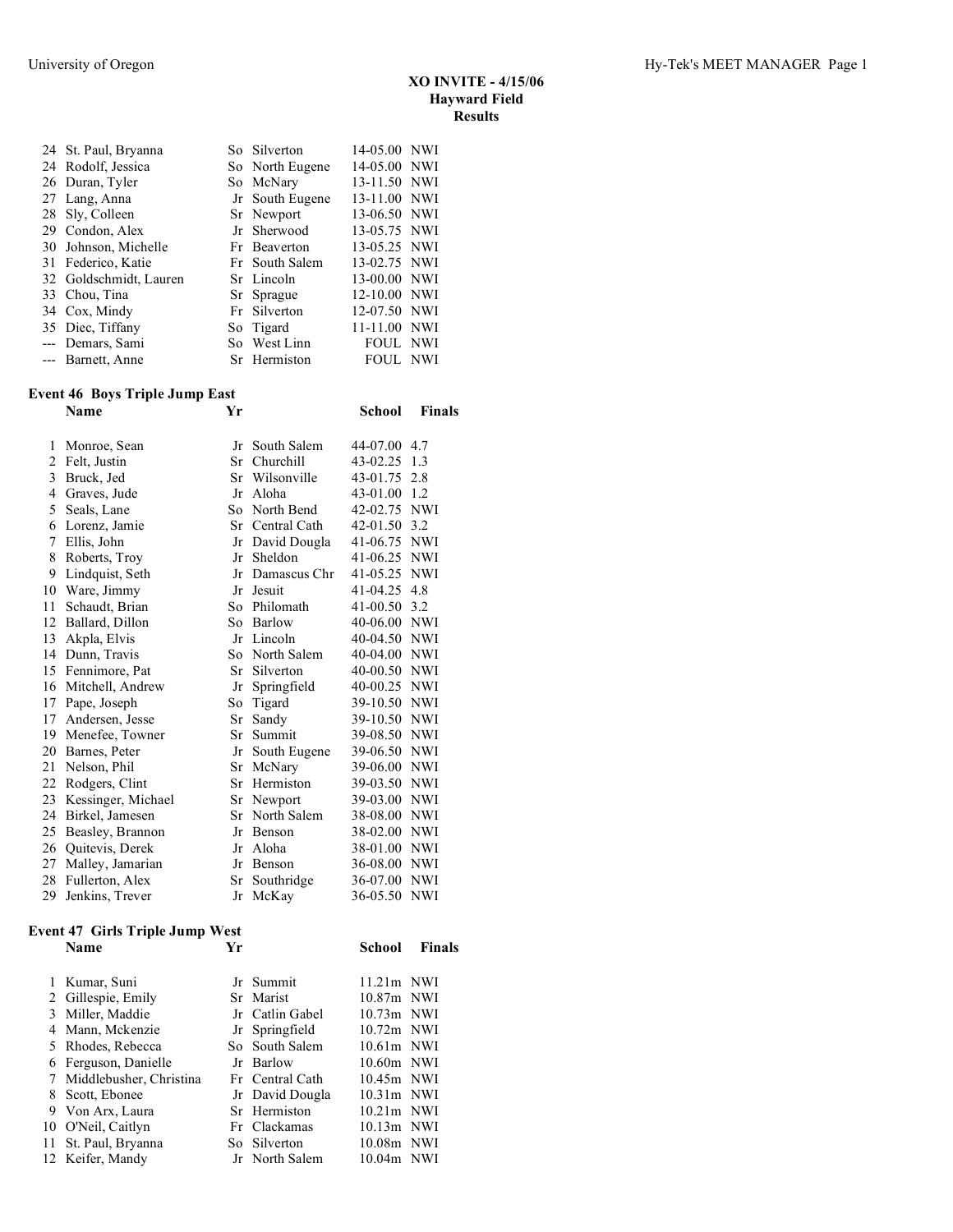# XO INVITE - 4/15/06
## Hayward Field
## Results

| Place | Name | Yr | School | Finals | Wind |
|---|---|---|---|---|---|
| 24 | St. Paul, Bryanna | So | Silverton | 14-05.00 | NWI |
| 24 | Rodolf, Jessica | So | North Eugene | 14-05.00 | NWI |
| 26 | Duran, Tyler | So | McNary | 13-11.50 | NWI |
| 27 | Lang, Anna | Jr | South Eugene | 13-11.00 | NWI |
| 28 | Sly, Colleen | Sr | Newport | 13-06.50 | NWI |
| 29 | Condon, Alex | Jr | Sherwood | 13-05.75 | NWI |
| 30 | Johnson, Michelle | Fr | Beaverton | 13-05.25 | NWI |
| 31 | Federico, Katie | Fr | South Salem | 13-02.75 | NWI |
| 32 | Goldschmidt, Lauren | Sr | Lincoln | 13-00.00 | NWI |
| 33 | Chou, Tina | Sr | Sprague | 12-10.00 | NWI |
| 34 | Cox, Mindy | Fr | Silverton | 12-07.50 | NWI |
| 35 | Diec, Tiffany | So | Tigard | 11-11.00 | NWI |
| --- | Demars, Sami | So | West Linn | FOUL | NWI |
| --- | Barnett, Anne | Sr | Hermiston | FOUL | NWI |

### Event 46 Boys Triple Jump East

| Place | Name | Yr | School | Finals | Wind |
|---|---|---|---|---|---|
| 1 | Monroe, Sean | Jr | South Salem | 44-07.00 | 4.7 |
| 2 | Felt, Justin | Sr | Churchill | 43-02.25 | 1.3 |
| 3 | Bruck, Jed | Sr | Wilsonville | 43-01.75 | 2.8 |
| 4 | Graves, Jude | Jr | Aloha | 43-01.00 | 1.2 |
| 5 | Seals, Lane | So | North Bend | 42-02.75 | NWI |
| 6 | Lorenz, Jamie | Sr | Central Cath | 42-01.50 | 3.2 |
| 7 | Ellis, John | Jr | David Dougla | 41-06.75 | NWI |
| 8 | Roberts, Troy | Jr | Sheldon | 41-06.25 | NWI |
| 9 | Lindquist, Seth | Jr | Damascus Chr | 41-05.25 | NWI |
| 10 | Ware, Jimmy | Jr | Jesuit | 41-04.25 | 4.8 |
| 11 | Schaudt, Brian | So | Philomath | 41-00.50 | 3.2 |
| 12 | Ballard, Dillon | So | Barlow | 40-06.00 | NWI |
| 13 | Akpla, Elvis | Jr | Lincoln | 40-04.50 | NWI |
| 14 | Dunn, Travis | So | North Salem | 40-04.00 | NWI |
| 15 | Fennimore, Pat | Sr | Silverton | 40-00.50 | NWI |
| 16 | Mitchell, Andrew | Jr | Springfield | 40-00.25 | NWI |
| 17 | Pape, Joseph | So | Tigard | 39-10.50 | NWI |
| 17 | Andersen, Jesse | Sr | Sandy | 39-10.50 | NWI |
| 19 | Menefee, Towner | Sr | Summit | 39-08.50 | NWI |
| 20 | Barnes, Peter | Jr | South Eugene | 39-06.50 | NWI |
| 21 | Nelson, Phil | Sr | McNary | 39-06.00 | NWI |
| 22 | Rodgers, Clint | Sr | Hermiston | 39-03.50 | NWI |
| 23 | Kessinger, Michael | Sr | Newport | 39-03.00 | NWI |
| 24 | Birkel, Jamesen | Sr | North Salem | 38-08.00 | NWI |
| 25 | Beasley, Brannon | Jr | Benson | 38-02.00 | NWI |
| 26 | Quitevis, Derek | Jr | Aloha | 38-01.00 | NWI |
| 27 | Malley, Jamarian | Jr | Benson | 36-08.00 | NWI |
| 28 | Fullerton, Alex | Sr | Southridge | 36-07.00 | NWI |
| 29 | Jenkins, Trever | Jr | McKay | 36-05.50 | NWI |

### Event 47 Girls Triple Jump West

| Place | Name | Yr | School | Finals | Wind |
|---|---|---|---|---|---|
| 1 | Kumar, Suni | Jr | Summit | 11.21m | NWI |
| 2 | Gillespie, Emily | Sr | Marist | 10.87m | NWI |
| 3 | Miller, Maddie | Jr | Catlin Gabel | 10.73m | NWI |
| 4 | Mann, Mckenzie | Jr | Springfield | 10.72m | NWI |
| 5 | Rhodes, Rebecca | So | South Salem | 10.61m | NWI |
| 6 | Ferguson, Danielle | Jr | Barlow | 10.60m | NWI |
| 7 | Middlebusher, Christina | Fr | Central Cath | 10.45m | NWI |
| 8 | Scott, Ebonee | Jr | David Dougla | 10.31m | NWI |
| 9 | Von Arx, Laura | Sr | Hermiston | 10.21m | NWI |
| 10 | O'Neil, Caitlyn | Fr | Clackamas | 10.13m | NWI |
| 11 | St. Paul, Bryanna | So | Silverton | 10.08m | NWI |
| 12 | Keifer, Mandy | Jr | North Salem | 10.04m | NWI |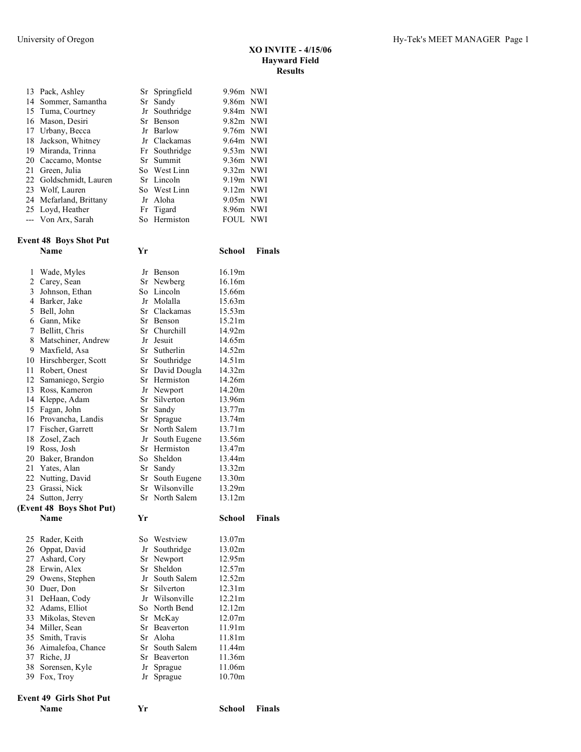# XO INVITE - 4/15/06
## Hayward Field
## Results

| | Name | Yr | School | Finals | |
|---|---|---|---|---|---|
| 13 | Pack, Ashley | Sr | Springfield | 9.96m | NWI |
| 14 | Sommer, Samantha | Sr | Sandy | 9.86m | NWI |
| 15 | Tuma, Courtney | Jr | Southridge | 9.84m | NWI |
| 16 | Mason, Desiri | Sr | Benson | 9.82m | NWI |
| 17 | Urbany, Becca | Jr | Barlow | 9.76m | NWI |
| 18 | Jackson, Whitney | Jr | Clackamas | 9.64m | NWI |
| 19 | Miranda, Trinna | Fr | Southridge | 9.53m | NWI |
| 20 | Caccamo, Montse | Sr | Summit | 9.36m | NWI |
| 21 | Green, Julia | So | West Linn | 9.32m | NWI |
| 22 | Goldschmidt, Lauren | Sr | Lincoln | 9.19m | NWI |
| 23 | Wolf, Lauren | So | West Linn | 9.12m | NWI |
| 24 | Mcfarland, Brittany | Jr | Aloha | 9.05m | NWI |
| 25 | Loyd, Heather | Fr | Tigard | 8.96m | NWI |
| --- | Von Arx, Sarah | So | Hermiston | FOUL | NWI |

**Event 48 Boys Shot Put**

| | Name | Yr | School | Finals |
|---|---|---|---|---|
| 1 | Wade, Myles | Jr | Benson | 16.19m |
| 2 | Carey, Sean | Sr | Newberg | 16.16m |
| 3 | Johnson, Ethan | So | Lincoln | 15.66m |
| 4 | Barker, Jake | Jr | Molalla | 15.63m |
| 5 | Bell, John | Sr | Clackamas | 15.53m |
| 6 | Gann, Mike | Sr | Benson | 15.21m |
| 7 | Bellitt, Chris | Sr | Churchill | 14.92m |
| 8 | Matschiner, Andrew | Jr | Jesuit | 14.65m |
| 9 | Maxfield, Asa | Sr | Sutherlin | 14.52m |
| 10 | Hirschberger, Scott | Sr | Southridge | 14.51m |
| 11 | Robert, Onest | Sr | David Dougla | 14.32m |
| 12 | Samaniego, Sergio | Sr | Hermiston | 14.26m |
| 13 | Ross, Kameron | Jr | Newport | 14.20m |
| 14 | Kleppe, Adam | Sr | Silverton | 13.96m |
| 15 | Fagan, John | Sr | Sandy | 13.77m |
| 16 | Provancha, Landis | Sr | Sprague | 13.74m |
| 17 | Fischer, Garrett | Sr | North Salem | 13.71m |
| 18 | Zosel, Zach | Jr | South Eugene | 13.56m |
| 19 | Ross, Josh | Sr | Hermiston | 13.47m |
| 20 | Baker, Brandon | So | Sheldon | 13.44m |
| 21 | Yates, Alan | Sr | Sandy | 13.32m |
| 22 | Nutting, David | Sr | South Eugene | 13.30m |
| 23 | Grassi, Nick | Sr | Wilsonville | 13.29m |
| 24 | Sutton, Jerry | Sr | North Salem | 13.12m |
| 25 | Rader, Keith | So | Westview | 13.07m |
| 26 | Oppat, David | Jr | Southridge | 13.02m |
| 27 | Ashard, Cory | Sr | Newport | 12.95m |
| 28 | Erwin, Alex | Sr | Sheldon | 12.57m |
| 29 | Owens, Stephen | Jr | South Salem | 12.52m |
| 30 | Duer, Don | Sr | Silverton | 12.31m |
| 31 | DeHaan, Cody | Jr | Wilsonville | 12.21m |
| 32 | Adams, Elliot | So | North Bend | 12.12m |
| 33 | Mikolas, Steven | Sr | McKay | 12.07m |
| 34 | Miller, Sean | Sr | Beaverton | 11.91m |
| 35 | Smith, Travis | Sr | Aloha | 11.81m |
| 36 | Aimalefoa, Chance | Sr | South Salem | 11.44m |
| 37 | Riche, JJ | Sr | Beaverton | 11.36m |
| 38 | Sorensen, Kyle | Jr | Sprague | 11.06m |
| 39 | Fox, Troy | Jr | Sprague | 10.70m |

**Event 49 Girls Shot Put**

| Name | Yr | School | Finals |
|---|---|---|---|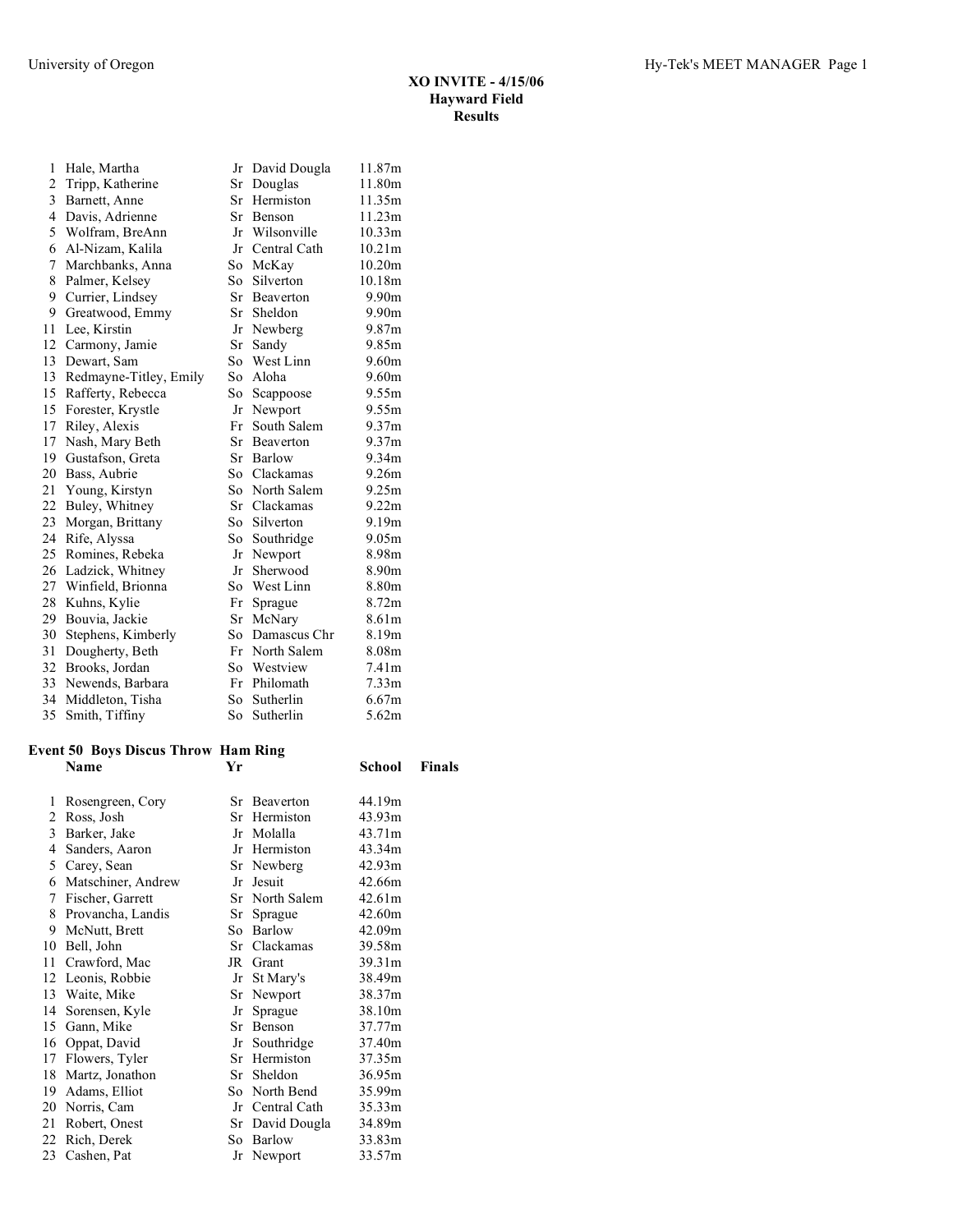### XO INVITE - 4/15/06
### Hayward Field
### Results

| | Name | Yr | School | Finals |
|---|---|---|---|---|
| 1 | Hale, Martha | Jr | David Dougla | 11.87m |
| 2 | Tripp, Katherine | Sr | Douglas | 11.80m |
| 3 | Barnett, Anne | Sr | Hermiston | 11.35m |
| 4 | Davis, Adrienne | Sr | Benson | 11.23m |
| 5 | Wolfram, BreAnn | Jr | Wilsonville | 10.33m |
| 6 | Al-Nizam, Kalila | Jr | Central Cath | 10.21m |
| 7 | Marchbanks, Anna | So | McKay | 10.20m |
| 8 | Palmer, Kelsey | So | Silverton | 10.18m |
| 9 | Currier, Lindsey | Sr | Beaverton | 9.90m |
| 9 | Greatwood, Emmy | Sr | Sheldon | 9.90m |
| 11 | Lee, Kirstin | Jr | Newberg | 9.87m |
| 12 | Carmony, Jamie | Sr | Sandy | 9.85m |
| 13 | Dewart, Sam | So | West Linn | 9.60m |
| 13 | Redmayne-Titley, Emily | So | Aloha | 9.60m |
| 15 | Rafferty, Rebecca | So | Scappoose | 9.55m |
| 15 | Forester, Krystle | Jr | Newport | 9.55m |
| 17 | Riley, Alexis | Fr | South Salem | 9.37m |
| 17 | Nash, Mary Beth | Sr | Beaverton | 9.37m |
| 19 | Gustafson, Greta | Sr | Barlow | 9.34m |
| 20 | Bass, Aubrie | So | Clackamas | 9.26m |
| 21 | Young, Kirstyn | So | North Salem | 9.25m |
| 22 | Buley, Whitney | Sr | Clackamas | 9.22m |
| 23 | Morgan, Brittany | So | Silverton | 9.19m |
| 24 | Rife, Alyssa | So | Southridge | 9.05m |
| 25 | Romines, Rebeka | Jr | Newport | 8.98m |
| 26 | Ladzick, Whitney | Jr | Sherwood | 8.90m |
| 27 | Winfield, Brionna | So | West Linn | 8.80m |
| 28 | Kuhns, Kylie | Fr | Sprague | 8.72m |
| 29 | Bouvia, Jackie | Sr | McNary | 8.61m |
| 30 | Stephens, Kimberly | So | Damascus Chr | 8.19m |
| 31 | Dougherty, Beth | Fr | North Salem | 8.08m |
| 32 | Brooks, Jordan | So | Westview | 7.41m |
| 33 | Newends, Barbara | Fr | Philomath | 7.33m |
| 34 | Middleton, Tisha | So | Sutherlin | 6.67m |
| 35 | Smith, Tiffiny | So | Sutherlin | 5.62m |

**Event 50 Boys Discus Throw Ham Ring**

| | Name | Yr | School | Finals |
|---|---|---|---|---|
| 1 | Rosengreen, Cory | Sr | Beaverton | 44.19m |
| 2 | Ross, Josh | Sr | Hermiston | 43.93m |
| 3 | Barker, Jake | Jr | Molalla | 43.71m |
| 4 | Sanders, Aaron | Jr | Hermiston | 43.34m |
| 5 | Carey, Sean | Sr | Newberg | 42.93m |
| 6 | Matschiner, Andrew | Jr | Jesuit | 42.66m |
| 7 | Fischer, Garrett | Sr | North Salem | 42.61m |
| 8 | Provancha, Landis | Sr | Sprague | 42.60m |
| 9 | McNutt, Brett | So | Barlow | 42.09m |
| 10 | Bell, John | Sr | Clackamas | 39.58m |
| 11 | Crawford, Mac | JR | Grant | 39.31m |
| 12 | Leonis, Robbie | Jr | St Mary's | 38.49m |
| 13 | Waite, Mike | Sr | Newport | 38.37m |
| 14 | Sorensen, Kyle | Jr | Sprague | 38.10m |
| 15 | Gann, Mike | Sr | Benson | 37.77m |
| 16 | Oppat, David | Jr | Southridge | 37.40m |
| 17 | Flowers, Tyler | Sr | Hermiston | 37.35m |
| 18 | Martz, Jonathon | Sr | Sheldon | 36.95m |
| 19 | Adams, Elliot | So | North Bend | 35.99m |
| 20 | Norris, Cam | Jr | Central Cath | 35.33m |
| 21 | Robert, Onest | Sr | David Dougla | 34.89m |
| 22 | Rich, Derek | So | Barlow | 33.83m |
| 23 | Cashen, Pat | Jr | Newport | 33.57m |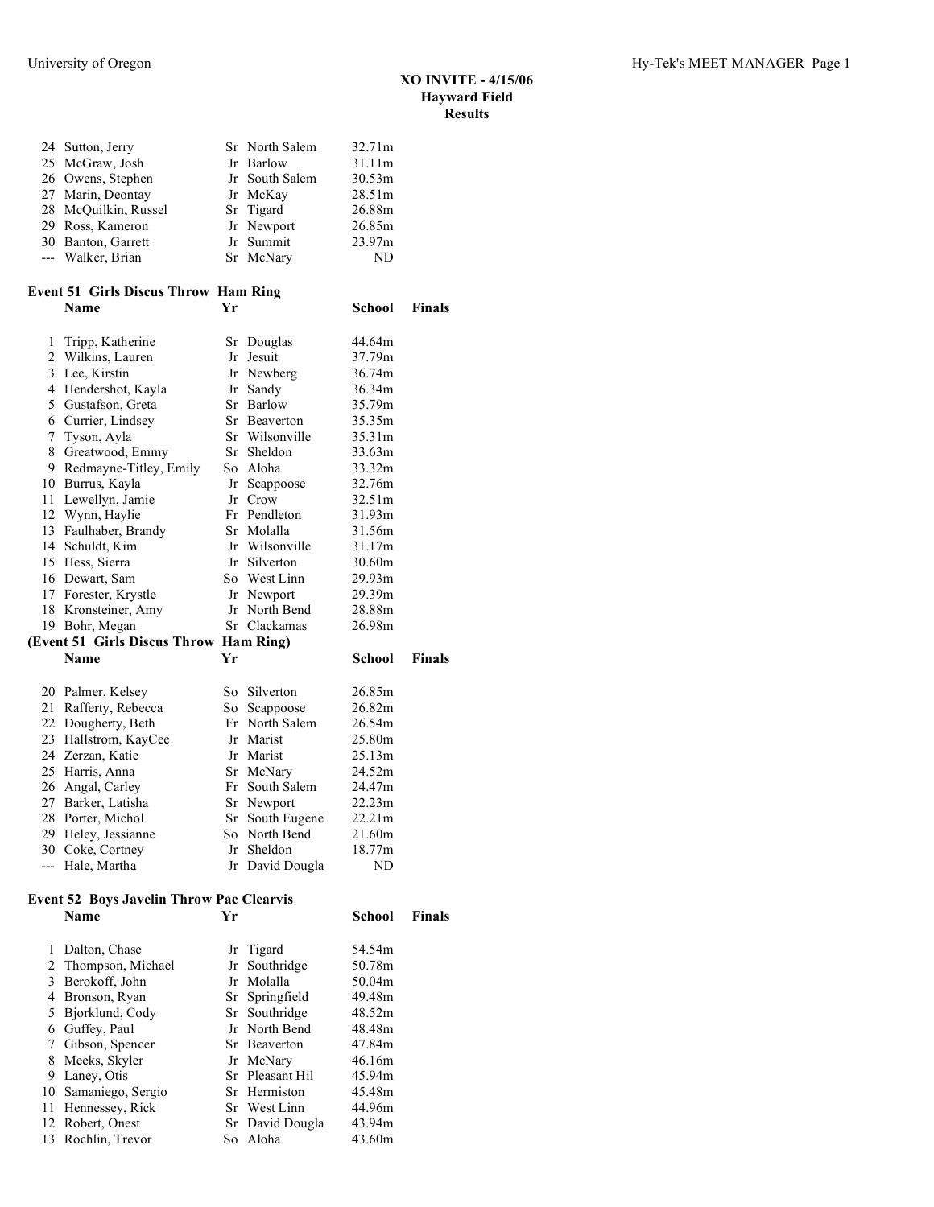| Place | Name | Yr | School | Finals |
|---|---|---|---|---|
| 24 | Sutton, Jerry | Sr | North Salem | 32.71m |
| 25 | McGraw, Josh | Jr | Barlow | 31.11m |
| 26 | Owens, Stephen | Jr | South Salem | 30.53m |
| 27 | Marin, Deontay | Jr | McKay | 28.51m |
| 28 | McQuilkin, Russel | Sr | Tigard | 26.88m |
| 29 | Ross, Kameron | Jr | Newport | 26.85m |
| 30 | Banton, Garrett | Jr | Summit | 23.97m |
| --- | Walker, Brian | Sr | McNary | ND |

## Event 51 Girls Discus Throw Ham Ring

| Place | Name | Yr | School | Finals |
|---|---|---|---|---|
| 1 | Tripp, Katherine | Sr | Douglas | 44.64m |
| 2 | Wilkins, Lauren | Jr | Jesuit | 37.79m |
| 3 | Lee, Kirstin | Jr | Newberg | 36.74m |
| 4 | Hendershot, Kayla | Jr | Sandy | 36.34m |
| 5 | Gustafson, Greta | Sr | Barlow | 35.79m |
| 6 | Currier, Lindsey | Sr | Beaverton | 35.35m |
| 7 | Tyson, Ayla | Sr | Wilsonville | 35.31m |
| 8 | Greatwood, Emmy | Sr | Sheldon | 33.63m |
| 9 | Redmayne-Titley, Emily | So | Aloha | 33.32m |
| 10 | Burrus, Kayla | Jr | Scappoose | 32.76m |
| 11 | Lewellyn, Jamie | Jr | Crow | 32.51m |
| 12 | Wynn, Haylie | Fr | Pendleton | 31.93m |
| 13 | Faulhaber, Brandy | Sr | Molalla | 31.56m |
| 14 | Schuldt, Kim | Jr | Wilsonville | 31.17m |
| 15 | Hess, Sierra | Jr | Silverton | 30.60m |
| 16 | Dewart, Sam | So | West Linn | 29.93m |
| 17 | Forester, Krystle | Jr | Newport | 29.39m |
| 18 | Kronsteiner, Amy | Jr | North Bend | 28.88m |
| 19 | Bohr, Megan | Sr | Clackamas | 26.98m |
| 20 | Palmer, Kelsey | So | Silverton | 26.85m |
| 21 | Rafferty, Rebecca | So | Scappoose | 26.82m |
| 22 | Dougherty, Beth | Fr | North Salem | 26.54m |
| 23 | Hallstrom, KayCee | Jr | Marist | 25.80m |
| 24 | Zerzan, Katie | Jr | Marist | 25.13m |
| 25 | Harris, Anna | Sr | McNary | 24.52m |
| 26 | Angal, Carley | Fr | South Salem | 24.47m |
| 27 | Barker, Latisha | Sr | Newport | 22.23m |
| 28 | Porter, Michol | Sr | South Eugene | 22.21m |
| 29 | Heley, Jessianne | So | North Bend | 21.60m |
| 30 | Coke, Cortney | Jr | Sheldon | 18.77m |
| --- | Hale, Martha | Jr | David Dougla | ND |

## Event 52 Boys Javelin Throw Pac Clearvis

| Place | Name | Yr | School | Finals |
|---|---|---|---|---|
| 1 | Dalton, Chase | Jr | Tigard | 54.54m |
| 2 | Thompson, Michael | Jr | Southridge | 50.78m |
| 3 | Berokoff, John | Jr | Molalla | 50.04m |
| 4 | Bronson, Ryan | Sr | Springfield | 49.48m |
| 5 | Bjorklund, Cody | Sr | Southridge | 48.52m |
| 6 | Guffey, Paul | Jr | North Bend | 48.48m |
| 7 | Gibson, Spencer | Sr | Beaverton | 47.84m |
| 8 | Meeks, Skyler | Jr | McNary | 46.16m |
| 9 | Laney, Otis | Sr | Pleasant Hil | 45.94m |
| 10 | Samaniego, Sergio | Sr | Hermiston | 45.48m |
| 11 | Hennessey, Rick | Sr | West Linn | 44.96m |
| 12 | Robert, Onest | Sr | David Dougla | 43.94m |
| 13 | Rochlin, Trevor | So | Aloha | 43.60m |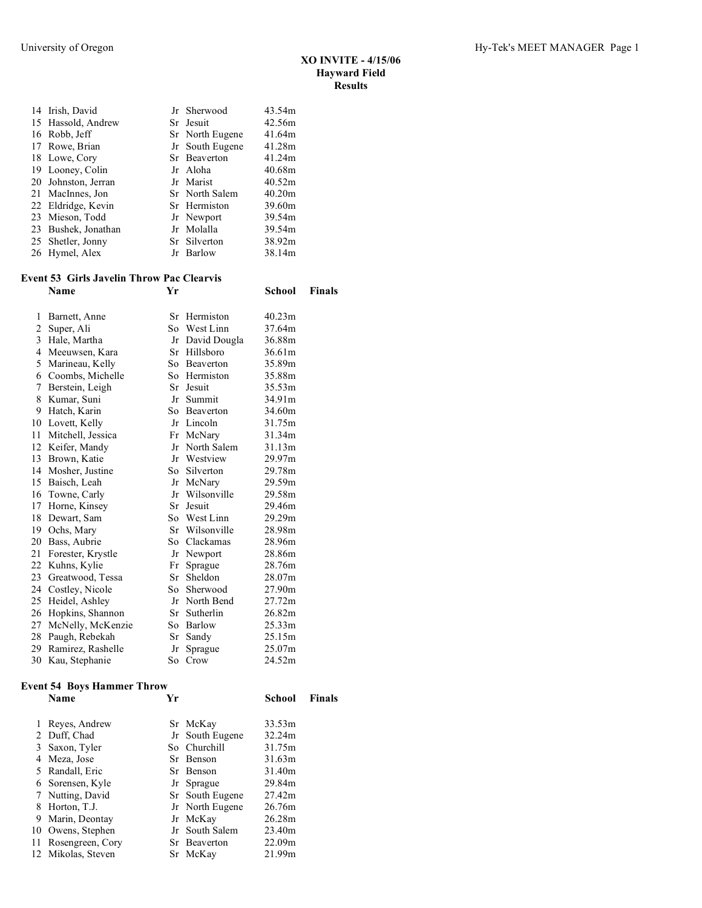# XO INVITE - 4/15/06
## Hayward Field
## Results

| | Name | Yr | School | Finals |
|---|---|---|---|---|
| 14 | Irish, David | Jr | Sherwood | 43.54m |
| 15 | Hassold, Andrew | Sr | Jesuit | 42.56m |
| 16 | Robb, Jeff | Sr | North Eugene | 41.64m |
| 17 | Rowe, Brian | Jr | South Eugene | 41.28m |
| 18 | Lowe, Cory | Sr | Beaverton | 41.24m |
| 19 | Looney, Colin | Jr | Aloha | 40.68m |
| 20 | Johnston, Jerran | Jr | Marist | 40.52m |
| 21 | MacInnes, Jon | Sr | North Salem | 40.20m |
| 22 | Eldridge, Kevin | Sr | Hermiston | 39.60m |
| 23 | Mieson, Todd | Jr | Newport | 39.54m |
| 23 | Bushek, Jonathan | Jr | Molalla | 39.54m |
| 25 | Shetler, Jonny | Sr | Silverton | 38.92m |
| 26 | Hymel, Alex | Jr | Barlow | 38.14m |

**Event 53 Girls Javelin Throw Pac Clearvis**

| | Name | Yr | School | Finals |
|---|---|---|---|---|
| 1 | Barnett, Anne | Sr | Hermiston | 40.23m |
| 2 | Super, Ali | So | West Linn | 37.64m |
| 3 | Hale, Martha | Jr | David Dougla | 36.88m |
| 4 | Meeuwsen, Kara | Sr | Hillsboro | 36.61m |
| 5 | Marineau, Kelly | So | Beaverton | 35.89m |
| 6 | Coombs, Michelle | So | Hermiston | 35.88m |
| 7 | Berstein, Leigh | Sr | Jesuit | 35.53m |
| 8 | Kumar, Suni | Jr | Summit | 34.91m |
| 9 | Hatch, Karin | So | Beaverton | 34.60m |
| 10 | Lovett, Kelly | Jr | Lincoln | 31.75m |
| 11 | Mitchell, Jessica | Fr | McNary | 31.34m |
| 12 | Keifer, Mandy | Jr | North Salem | 31.13m |
| 13 | Brown, Katie | Jr | Westview | 29.97m |
| 14 | Mosher, Justine | So | Silverton | 29.78m |
| 15 | Baisch, Leah | Jr | McNary | 29.59m |
| 16 | Towne, Carly | Jr | Wilsonville | 29.58m |
| 17 | Horne, Kinsey | Sr | Jesuit | 29.46m |
| 18 | Dewart, Sam | So | West Linn | 29.29m |
| 19 | Ochs, Mary | Sr | Wilsonville | 28.98m |
| 20 | Bass, Aubrie | So | Clackamas | 28.96m |
| 21 | Forester, Krystle | Jr | Newport | 28.86m |
| 22 | Kuhns, Kylie | Fr | Sprague | 28.76m |
| 23 | Greatwood, Tessa | Sr | Sheldon | 28.07m |
| 24 | Costley, Nicole | So | Sherwood | 27.90m |
| 25 | Heidel, Ashley | Jr | North Bend | 27.72m |
| 26 | Hopkins, Shannon | Sr | Sutherlin | 26.82m |
| 27 | McNelly, McKenzie | So | Barlow | 25.33m |
| 28 | Paugh, Rebekah | Sr | Sandy | 25.15m |
| 29 | Ramirez, Rashelle | Jr | Sprague | 25.07m |
| 30 | Kau, Stephanie | So | Crow | 24.52m |

**Event 54 Boys Hammer Throw**

| | Name | Yr | School | Finals |
|---|---|---|---|---|
| 1 | Reyes, Andrew | Sr | McKay | 33.53m |
| 2 | Duff, Chad | Jr | South Eugene | 32.24m |
| 3 | Saxon, Tyler | So | Churchill | 31.75m |
| 4 | Meza, Jose | Sr | Benson | 31.63m |
| 5 | Randall, Eric | Sr | Benson | 31.40m |
| 6 | Sorensen, Kyle | Jr | Sprague | 29.84m |
| 7 | Nutting, David | Sr | South Eugene | 27.42m |
| 8 | Horton, T.J. | Jr | North Eugene | 26.76m |
| 9 | Marin, Deontay | Jr | McKay | 26.28m |
| 10 | Owens, Stephen | Jr | South Salem | 23.40m |
| 11 | Rosengreen, Cory | Sr | Beaverton | 22.09m |
| 12 | Mikolas, Steven | Sr | McKay | 21.99m |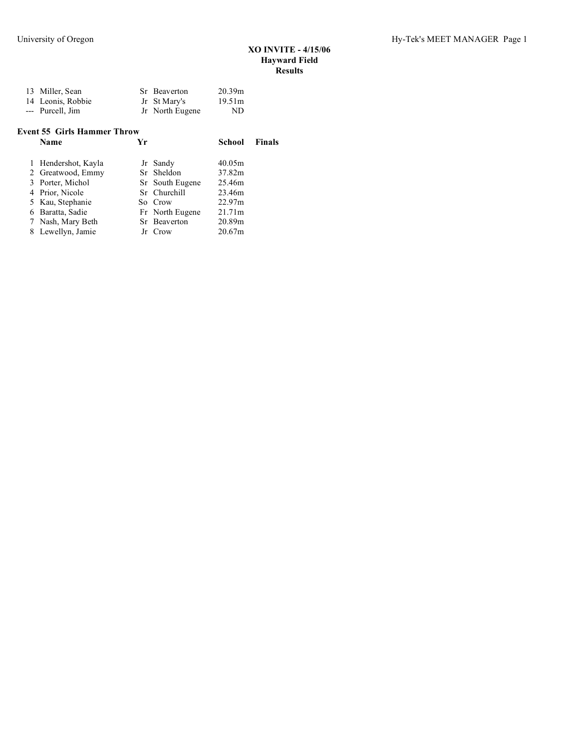# XO INVITE - 4/15/06
## Hayward Field
## Results

| | | | | |
|---|---|---|---|---|
| 13 | Miller, Sean | Sr | Beaverton | 20.39m |
| 14 | Leonis, Robbie | Jr | St Mary's | 19.51m |
| --- | Purcell, Jim | Jr | North Eugene | ND |

### Event 55 Girls Hammer Throw

| | Name | Yr | School | Finals |
|---|---|---|---|---|
| 1 | Hendershot, Kayla | Jr | Sandy | 40.05m |
| 2 | Greatwood, Emmy | Sr | Sheldon | 37.82m |
| 3 | Porter, Michol | Sr | South Eugene | 25.46m |
| 4 | Prior, Nicole | Sr | Churchill | 23.46m |
| 5 | Kau, Stephanie | So | Crow | 22.97m |
| 6 | Baratta, Sadie | Fr | North Eugene | 21.71m |
| 7 | Nash, Mary Beth | Sr | Beaverton | 20.89m |
| 8 | Lewellyn, Jamie | Jr | Crow | 20.67m |